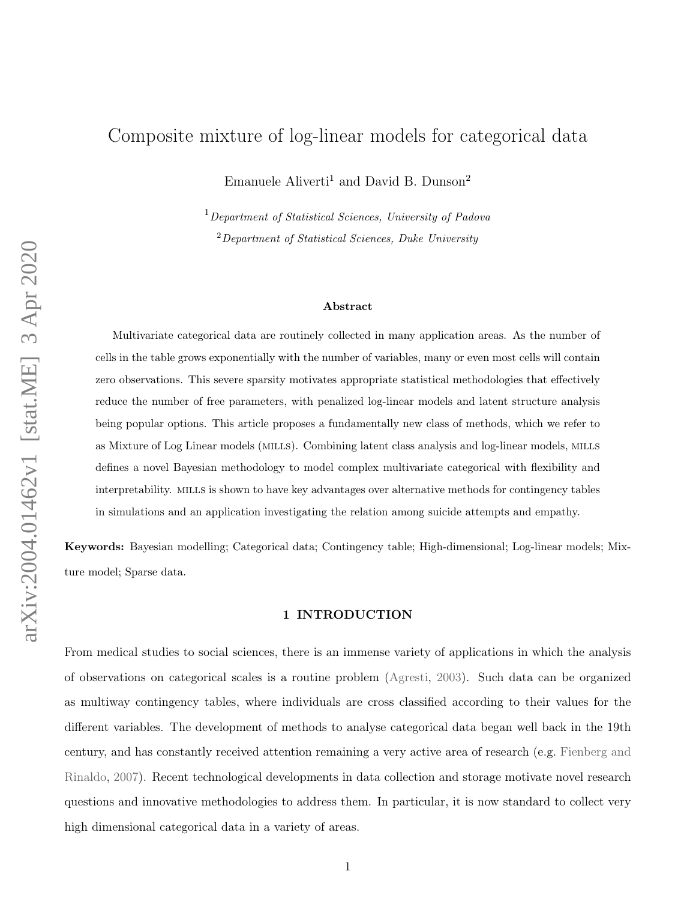# Composite mixture of log-linear models for categorical data

Emanuele Aliverti[1] and David B. Dunson[2]

[1] *Department of Statistical Sciences, University of Padova*

[2] *Department of Statistical Sciences, Duke University*

### Abstract

Multivariate categorical data are routinely collected in many application areas. As the number of cells in the table grows exponentially with the number of variables, many or even most cells will contain zero observations. This severe sparsity motivates appropriate statistical methodologies that effectively reduce the number of free parameters, with penalized log-linear models and latent structure analysis being popular options. This article proposes a fundamentally new class of methods, which we refer to as Mixture of Log Linear models (MILLS). Combining latent class analysis and log-linear models, MILLS defines a novel Bayesian methodology to model complex multivariate categorical with flexibility and interpretability. MILLS is shown to have key advantages over alternative methods for contingency tables in simulations and an application investigating the relation among suicide attempts and empathy.

**Keywords:** Bayesian modelling; Categorical data; Contingency table; High-dimensional; Log-linear models; Mixture model; Sparse data.

## 1 INTRODUCTION

From medical studies to social sciences, there is an immense variety of applications in which the analysis of observations on categorical scales is a routine problem (Agresti, 2003). Such data can be organized as multiway contingency tables, where individuals are cross classified according to their values for the different variables. The development of methods to analyse categorical data began well back in the 19th century, and has constantly received attention remaining a very active area of research (e.g. Fienberg and Rinaldo, 2007). Recent technological developments in data collection and storage motivate novel research questions and innovative methodologies to address them. In particular, it is now standard to collect very high dimensional categorical data in a variety of areas.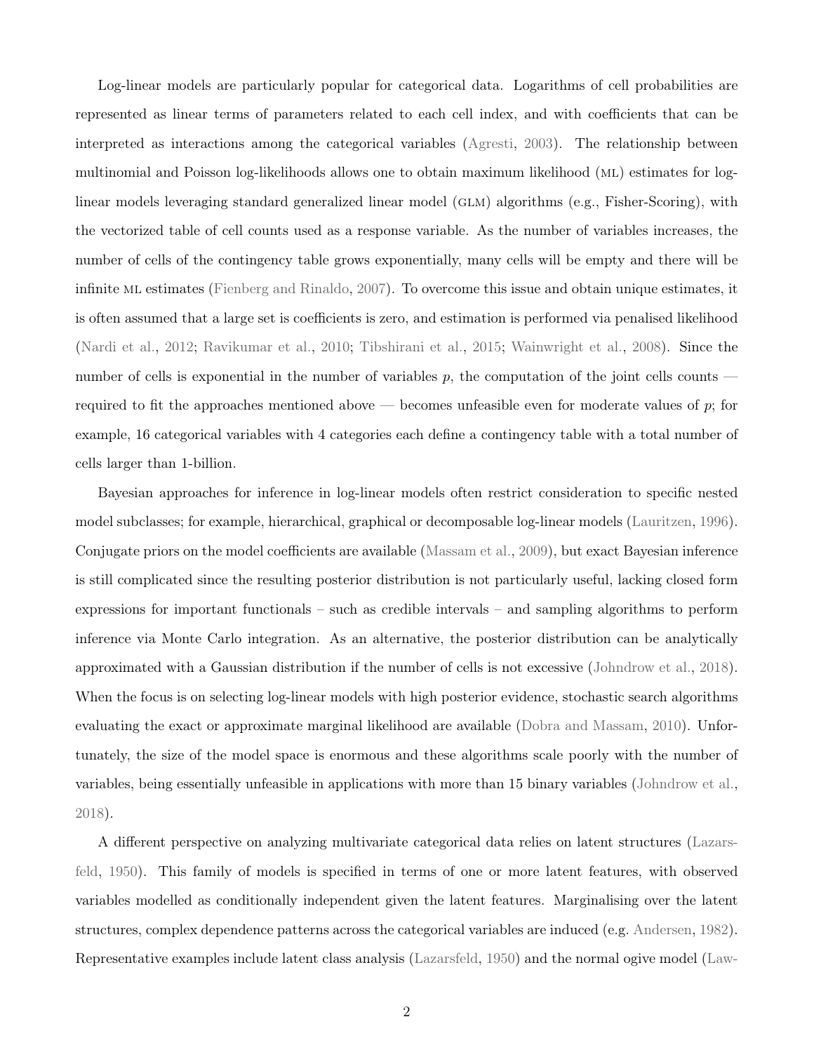Log-linear models are particularly popular for categorical data. Logarithms of cell probabilities are represented as linear terms of parameters related to each cell index, and with coefficients that can be interpreted as interactions among the categorical variables (Agresti, 2003). The relationship between multinomial and Poisson log-likelihoods allows one to obtain maximum likelihood (ML) estimates for log-linear models leveraging standard generalized linear model (GLM) algorithms (e.g., Fisher-Scoring), with the vectorized table of cell counts used as a response variable. As the number of variables increases, the number of cells of the contingency table grows exponentially, many cells will be empty and there will be infinite ML estimates (Fienberg and Rinaldo, 2007). To overcome this issue and obtain unique estimates, it is often assumed that a large set is coefficients is zero, and estimation is performed via penalised likelihood (Nardi et al., 2012; Ravikumar et al., 2010; Tibshirani et al., 2015; Wainwright et al., 2008). Since the number of cells is exponential in the number of variables $p$, the computation of the joint cells counts — required to fit the approaches mentioned above — becomes unfeasible even for moderate values of $p$; for example, 16 categorical variables with 4 categories each define a contingency table with a total number of cells larger than 1-billion.

Bayesian approaches for inference in log-linear models often restrict consideration to specific nested model subclasses; for example, hierarchical, graphical or decomposable log-linear models (Lauritzen, 1996). Conjugate priors on the model coefficients are available (Massam et al., 2009), but exact Bayesian inference is still complicated since the resulting posterior distribution is not particularly useful, lacking closed form expressions for important functionals – such as credible intervals – and sampling algorithms to perform inference via Monte Carlo integration. As an alternative, the posterior distribution can be analytically approximated with a Gaussian distribution if the number of cells is not excessive (Johndrow et al., 2018). When the focus is on selecting log-linear models with high posterior evidence, stochastic search algorithms evaluating the exact or approximate marginal likelihood are available (Dobra and Massam, 2010). Unfortunately, the size of the model space is enormous and these algorithms scale poorly with the number of variables, being essentially unfeasible in applications with more than 15 binary variables (Johndrow et al., 2018).

A different perspective on analyzing multivariate categorical data relies on latent structures (Lazarsfeld, 1950). This family of models is specified in terms of one or more latent features, with observed variables modelled as conditionally independent given the latent features. Marginalising over the latent structures, complex dependence patterns across the categorical variables are induced (e.g. Andersen, 1982). Representative examples include latent class analysis (Lazarsfeld, 1950) and the normal ogive model (Law-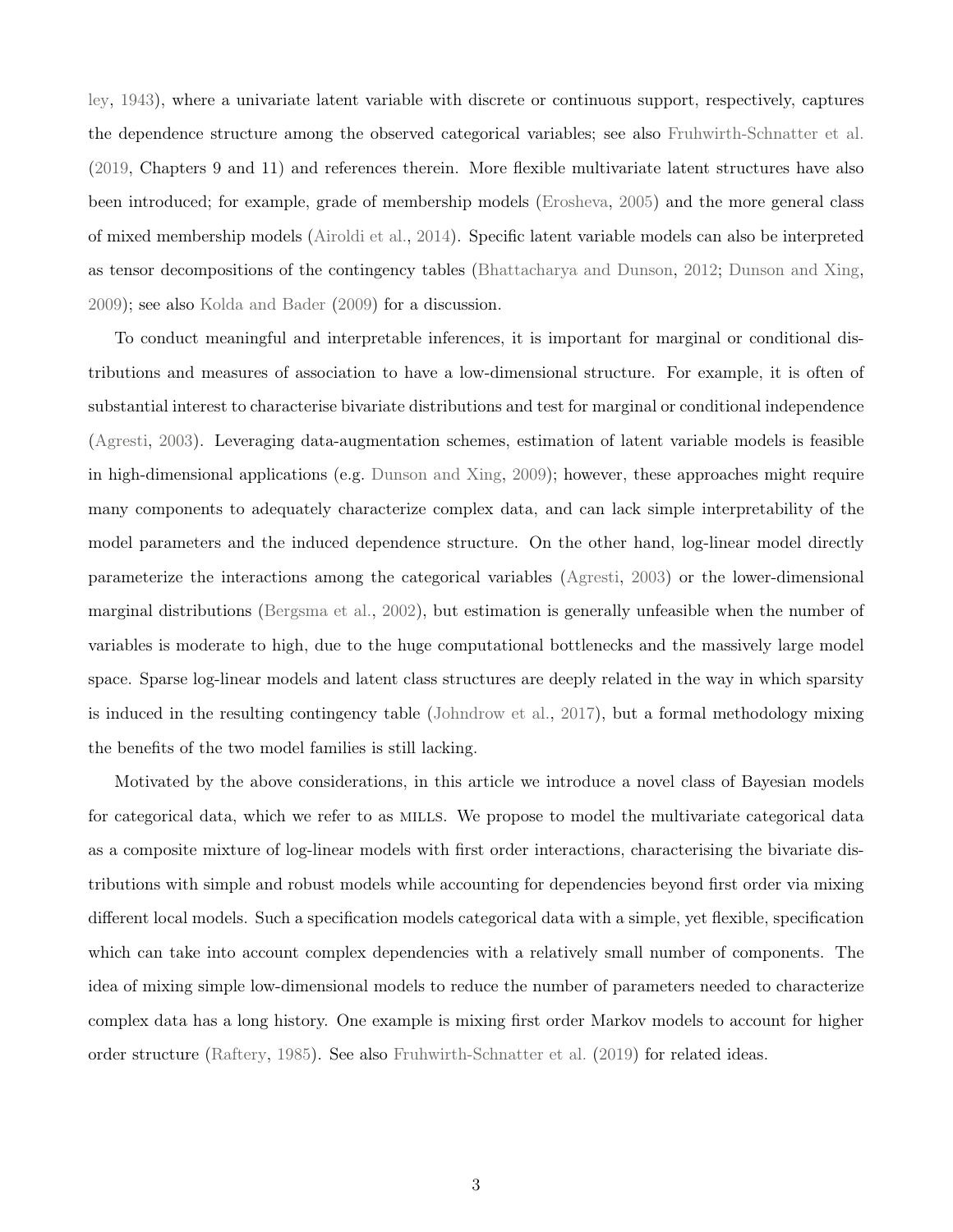ley, 1943), where a univariate latent variable with discrete or continuous support, respectively, captures the dependence structure among the observed categorical variables; see also Fruhwirth-Schnatter et al. (2019, Chapters 9 and 11) and references therein. More flexible multivariate latent structures have also been introduced; for example, grade of membership models (Erosheva, 2005) and the more general class of mixed membership models (Airoldi et al., 2014). Specific latent variable models can also be interpreted as tensor decompositions of the contingency tables (Bhattacharya and Dunson, 2012; Dunson and Xing, 2009); see also Kolda and Bader (2009) for a discussion.

To conduct meaningful and interpretable inferences, it is important for marginal or conditional distributions and measures of association to have a low-dimensional structure. For example, it is often of substantial interest to characterise bivariate distributions and test for marginal or conditional independence (Agresti, 2003). Leveraging data-augmentation schemes, estimation of latent variable models is feasible in high-dimensional applications (e.g. Dunson and Xing, 2009); however, these approaches might require many components to adequately characterize complex data, and can lack simple interpretability of the model parameters and the induced dependence structure. On the other hand, log-linear model directly parameterize the interactions among the categorical variables (Agresti, 2003) or the lower-dimensional marginal distributions (Bergsma et al., 2002), but estimation is generally unfeasible when the number of variables is moderate to high, due to the huge computational bottlenecks and the massively large model space. Sparse log-linear models and latent class structures are deeply related in the way in which sparsity is induced in the resulting contingency table (Johndrow et al., 2017), but a formal methodology mixing the benefits of the two model families is still lacking.

Motivated by the above considerations, in this article we introduce a novel class of Bayesian models for categorical data, which we refer to as MILLS. We propose to model the multivariate categorical data as a composite mixture of log-linear models with first order interactions, characterising the bivariate distributions with simple and robust models while accounting for dependencies beyond first order via mixing different local models. Such a specification models categorical data with a simple, yet flexible, specification which can take into account complex dependencies with a relatively small number of components. The idea of mixing simple low-dimensional models to reduce the number of parameters needed to characterize complex data has a long history. One example is mixing first order Markov models to account for higher order structure (Raftery, 1985). See also Fruhwirth-Schnatter et al. (2019) for related ideas.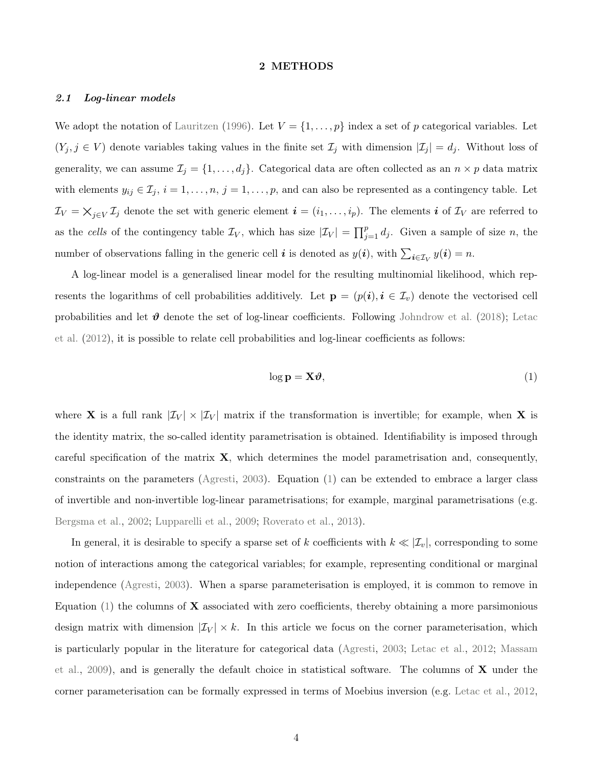## 2 METHODS

### *2.1 Log-linear models*

We adopt the notation of Lauritzen (1996). Let $V = \{1, \ldots, p\}$ index a set of $p$ categorical variables. Let $(Y_j, j \in V)$ denote variables taking values in the finite set $\mathcal{I}_j$ with dimension $|\mathcal{I}_j| = d_j$. Without loss of generality, we can assume $\mathcal{I}_j = \{1, \ldots, d_j\}$. Categorical data are often collected as an $n \times p$ data matrix with elements $y_{ij} \in \mathcal{I}_j$, $i = 1, \ldots, n$, $j = 1, \ldots, p$, and can also be represented as a contingency table. Let $\mathcal{I}_V = \times_{j \in V} \mathcal{I}_j$ denote the set with generic element $\boldsymbol{i} = (i_1, \ldots, i_p)$. The elements $\boldsymbol{i}$ of $\mathcal{I}_V$ are referred to as the *cells* of the contingency table $\mathcal{I}_V$, which has size $|\mathcal{I}_V| = \prod_{j=1}^{p} d_j$. Given a sample of size $n$, the number of observations falling in the generic cell $\boldsymbol{i}$ is denoted as $y(\boldsymbol{i})$, with $\sum_{\boldsymbol{i} \in \mathcal{I}_V} y(\boldsymbol{i}) = n$.

A log-linear model is a generalised linear model for the resulting multinomial likelihood, which represents the logarithms of cell probabilities additively. Let $\mathbf{p} = (p(\boldsymbol{i}), \boldsymbol{i} \in \mathcal{I}_v)$ denote the vectorised cell probabilities and let $\boldsymbol{\vartheta}$ denote the set of log-linear coefficients. Following Johndrow et al. (2018); Letac et al. (2012), it is possible to relate cell probabilities and log-linear coefficients as follows:

$$\log \mathbf{p} = \mathbf{X}\boldsymbol{\vartheta}, \tag{1}$$

where $\mathbf{X}$ is a full rank $|\mathcal{I}_V| \times |\mathcal{I}_V|$ matrix if the transformation is invertible; for example, when $\mathbf{X}$ is the identity matrix, the so-called identity parametrisation is obtained. Identifiability is imposed through careful specification of the matrix $\mathbf{X}$, which determines the model parametrisation and, consequently, constraints on the parameters (Agresti, 2003). Equation (1) can be extended to embrace a larger class of invertible and non-invertible log-linear parametrisations; for example, marginal parametrisations (e.g. Bergsma et al., 2002; Lupparelli et al., 2009; Roverato et al., 2013).

In general, it is desirable to specify a sparse set of $k$ coefficients with $k \ll |\mathcal{I}_v|$, corresponding to some notion of interactions among the categorical variables; for example, representing conditional or marginal independence (Agresti, 2003). When a sparse parameterisation is employed, it is common to remove in Equation (1) the columns of $\mathbf{X}$ associated with zero coefficients, thereby obtaining a more parsimonious design matrix with dimension $|\mathcal{I}_V| \times k$. In this article we focus on the corner parameterisation, which is particularly popular in the literature for categorical data (Agresti, 2003; Letac et al., 2012; Massam et al., 2009), and is generally the default choice in statistical software. The columns of $\mathbf{X}$ under the corner parameterisation can be formally expressed in terms of Moebius inversion (e.g. Letac et al., 2012,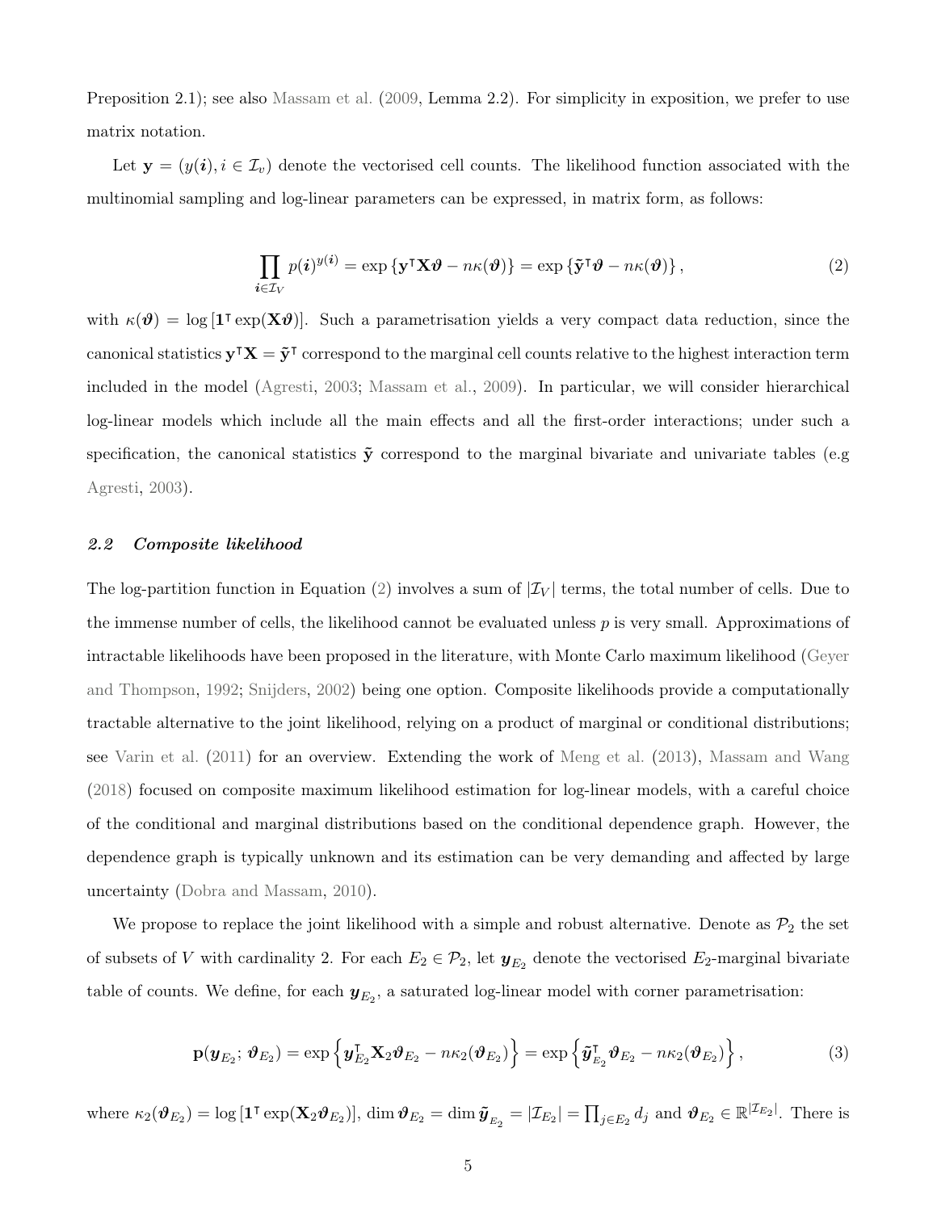Preposition 2.1); see also Massam et al. (2009, Lemma 2.2). For simplicity in exposition, we prefer to use matrix notation.

Let $\mathbf{y} = (y(\boldsymbol{i}), i \in \mathcal{I}_v)$ denote the vectorised cell counts. The likelihood function associated with the multinomial sampling and log-linear parameters can be expressed, in matrix form, as follows:

$$\prod_{\boldsymbol{i}\in\mathcal{I}_V} p(\boldsymbol{i})^{y(\boldsymbol{i})} = \exp\left\{\mathbf{y}^\intercal \mathbf{X}\boldsymbol{\vartheta} - n\kappa(\boldsymbol{\vartheta})\right\} = \exp\left\{\tilde{\mathbf{y}}^\intercal \boldsymbol{\vartheta} - n\kappa(\boldsymbol{\vartheta})\right\}, \tag{2}$$

with $\kappa(\boldsymbol{\vartheta}) = \log\left[\mathbf{1}^\intercal \exp(\mathbf{X}\boldsymbol{\vartheta})\right]$. Such a parametrisation yields a very compact data reduction, since the canonical statistics $\mathbf{y}^\intercal\mathbf{X} = \tilde{\mathbf{y}}^\intercal$ correspond to the marginal cell counts relative to the highest interaction term included in the model (Agresti, 2003; Massam et al., 2009). In particular, we will consider hierarchical log-linear models which include all the main effects and all the first-order interactions; under such a specification, the canonical statistics $\tilde{\mathbf{y}}$ correspond to the marginal bivariate and univariate tables (e.g Agresti, 2003).

### *2.2 Composite likelihood*

The log-partition function in Equation (2) involves a sum of $|\mathcal{I}_V|$ terms, the total number of cells. Due to the immense number of cells, the likelihood cannot be evaluated unless $p$ is very small. Approximations of intractable likelihoods have been proposed in the literature, with Monte Carlo maximum likelihood (Geyer and Thompson, 1992; Snijders, 2002) being one option. Composite likelihoods provide a computationally tractable alternative to the joint likelihood, relying on a product of marginal or conditional distributions; see Varin et al. (2011) for an overview. Extending the work of Meng et al. (2013), Massam and Wang (2018) focused on composite maximum likelihood estimation for log-linear models, with a careful choice of the conditional and marginal distributions based on the conditional dependence graph. However, the dependence graph is typically unknown and its estimation can be very demanding and affected by large uncertainty (Dobra and Massam, 2010).

We propose to replace the joint likelihood with a simple and robust alternative. Denote as $\mathcal{P}_2$ the set of subsets of $V$ with cardinality 2. For each $E_2 \in \mathcal{P}_2$, let $\boldsymbol{y}_{E_2}$ denote the vectorised $E_2$-marginal bivariate table of counts. We define, for each $\boldsymbol{y}_{E_2}$, a saturated log-linear model with corner parametrisation:

$$\mathbf{p}(\boldsymbol{y}_{E_2};\, \boldsymbol{\vartheta}_{E_2}) = \exp\left\{\boldsymbol{y}_{E_2}^\intercal \mathbf{X}_2 \boldsymbol{\vartheta}_{E_2} - n\kappa_2(\boldsymbol{\vartheta}_{E_2})\right\} = \exp\left\{\tilde{\boldsymbol{y}}_{E_2}^\intercal \boldsymbol{\vartheta}_{E_2} - n\kappa_2(\boldsymbol{\vartheta}_{E_2})\right\}, \tag{3}$$

where $\kappa_2(\boldsymbol{\vartheta}_{E_2}) = \log\left[\mathbf{1}^\intercal \exp(\mathbf{X}_2\boldsymbol{\vartheta}_{E_2})\right]$, $\dim \boldsymbol{\vartheta}_{E_2} = \dim \tilde{\boldsymbol{y}}_{E_2} = |\mathcal{I}_{E_2}| = \prod_{j\in E_2} d_j$ and $\boldsymbol{\vartheta}_{E_2} \in \mathbb{R}^{|\mathcal{I}_{E_2}|}$. There is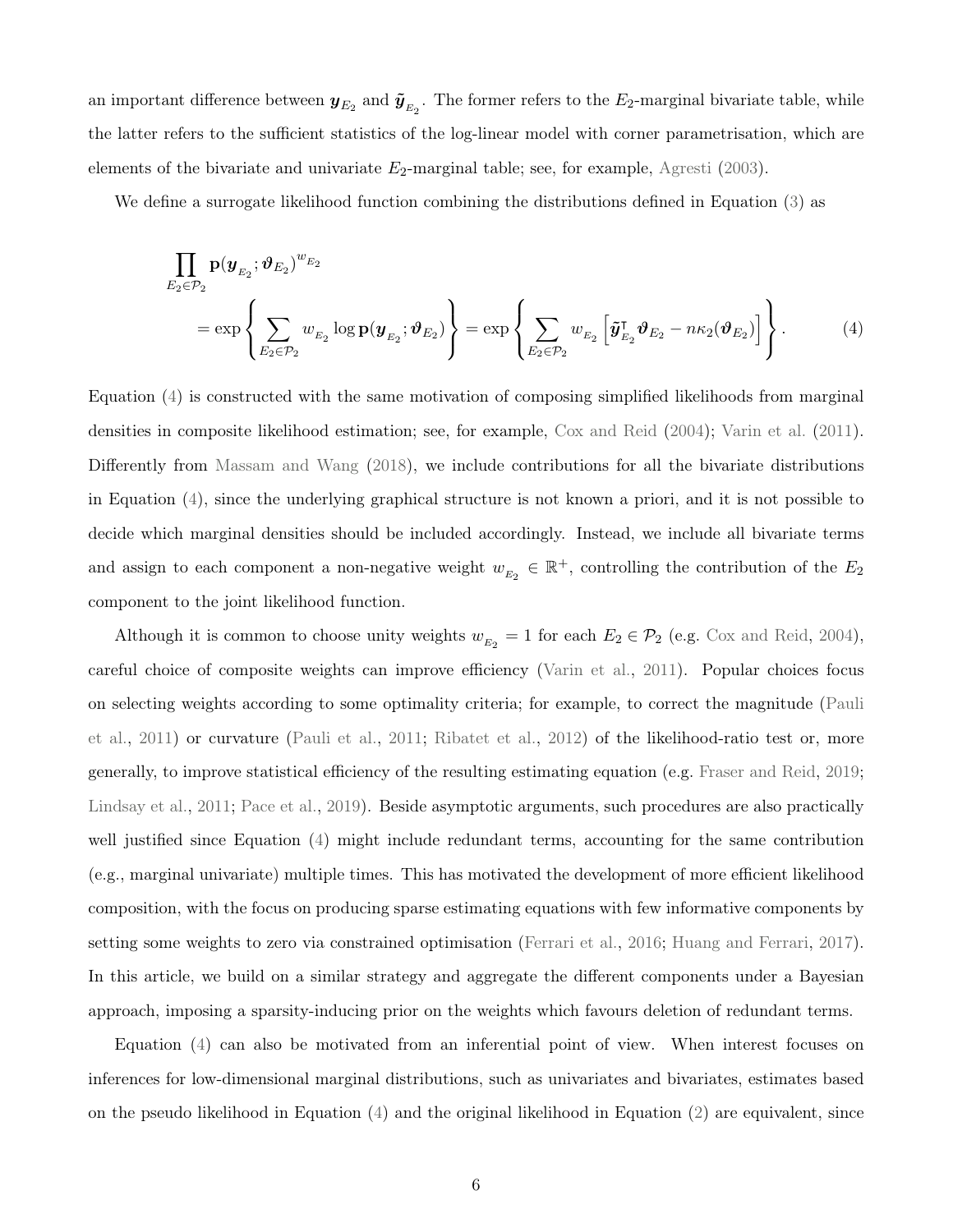an important difference between $\boldsymbol{y}_{E_2}$ and $\tilde{\boldsymbol{y}}_{E_2}$. The former refers to the $E_2$-marginal bivariate table, while the latter refers to the sufficient statistics of the log-linear model with corner parametrisation, which are elements of the bivariate and univariate $E_2$-marginal table; see, for example, Agresti (2003).

We define a surrogate likelihood function combining the distributions defined in Equation (3) as

$$
\begin{aligned}
&\prod_{E_2 \in \mathcal{P}_2} \mathbf{p}(\boldsymbol{y}_{E_2}; \boldsymbol{\vartheta}_{E_2})^{w_{E_2}} \\
&\quad = \exp\left\{ \sum_{E_2 \in \mathcal{P}_2} w_{E_2} \log \mathbf{p}(\boldsymbol{y}_{E_2}; \boldsymbol{\vartheta}_{E_2}) \right\} = \exp\left\{ \sum_{E_2 \in \mathcal{P}_2} w_{E_2} \left[ \tilde{\boldsymbol{y}}_{E_2}^{\intercal} \boldsymbol{\vartheta}_{E_2} - n\kappa_2(\boldsymbol{\vartheta}_{E_2}) \right] \right\}. \qquad (4)
\end{aligned}
$$

Equation (4) is constructed with the same motivation of composing simplified likelihoods from marginal densities in composite likelihood estimation; see, for example, Cox and Reid (2004); Varin et al. (2011). Differently from Massam and Wang (2018), we include contributions for all the bivariate distributions in Equation (4), since the underlying graphical structure is not known a priori, and it is not possible to decide which marginal densities should be included accordingly. Instead, we include all bivariate terms and assign to each component a non-negative weight $w_{E_2} \in \mathbb{R}^+$, controlling the contribution of the $E_2$ component to the joint likelihood function.

Although it is common to choose unity weights $w_{E_2} = 1$ for each $E_2 \in \mathcal{P}_2$ (e.g. Cox and Reid, 2004), careful choice of composite weights can improve efficiency (Varin et al., 2011). Popular choices focus on selecting weights according to some optimality criteria; for example, to correct the magnitude (Pauli et al., 2011) or curvature (Pauli et al., 2011; Ribatet et al., 2012) of the likelihood-ratio test or, more generally, to improve statistical efficiency of the resulting estimating equation (e.g. Fraser and Reid, 2019; Lindsay et al., 2011; Pace et al., 2019). Beside asymptotic arguments, such procedures are also practically well justified since Equation (4) might include redundant terms, accounting for the same contribution (e.g., marginal univariate) multiple times. This has motivated the development of more efficient likelihood composition, with the focus on producing sparse estimating equations with few informative components by setting some weights to zero via constrained optimisation (Ferrari et al., 2016; Huang and Ferrari, 2017). In this article, we build on a similar strategy and aggregate the different components under a Bayesian approach, imposing a sparsity-inducing prior on the weights which favours deletion of redundant terms.

Equation (4) can also be motivated from an inferential point of view. When interest focuses on inferences for low-dimensional marginal distributions, such as univariates and bivariates, estimates based on the pseudo likelihood in Equation (4) and the original likelihood in Equation (2) are equivalent, since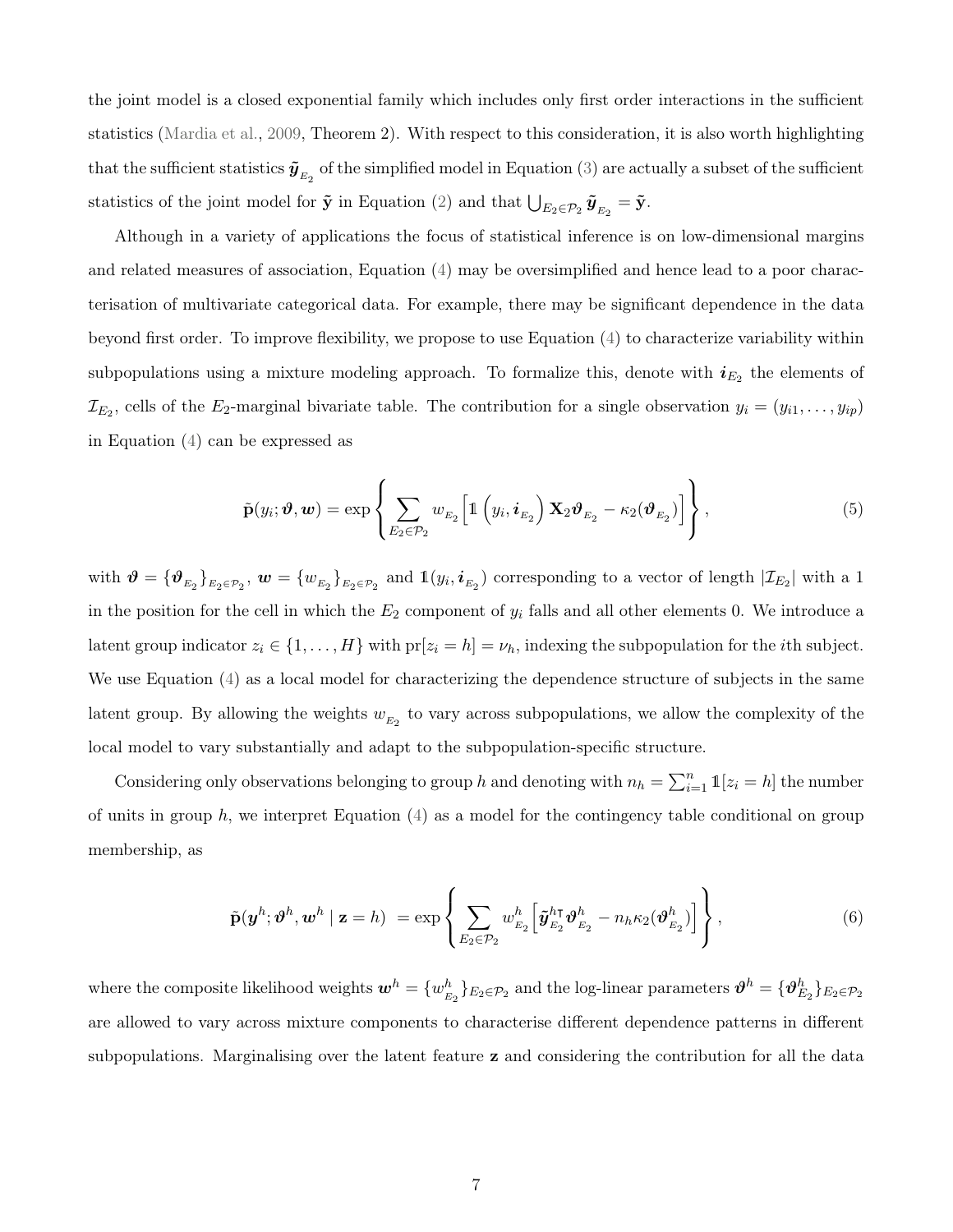the joint model is a closed exponential family which includes only first order interactions in the sufficient statistics (Mardia et al., 2009, Theorem 2). With respect to this consideration, it is also worth highlighting that the sufficient statistics $\tilde{\boldsymbol{y}}_{E_2}$ of the simplified model in Equation (3) are actually a subset of the sufficient statistics of the joint model for $\tilde{\mathbf{y}}$ in Equation (2) and that $\bigcup_{E_2 \in \mathcal{P}_2} \tilde{\boldsymbol{y}}_{E_2} = \tilde{\mathbf{y}}$.

Although in a variety of applications the focus of statistical inference is on low-dimensional margins and related measures of association, Equation (4) may be oversimplified and hence lead to a poor characterisation of multivariate categorical data. For example, there may be significant dependence in the data beyond first order. To improve flexibility, we propose to use Equation (4) to characterize variability within subpopulations using a mixture modeling approach. To formalize this, denote with $\boldsymbol{i}_{E_2}$ the elements of $\mathcal{I}_{E_2}$, cells of the $E_2$-marginal bivariate table. The contribution for a single observation $y_i = (y_{i1}, \ldots, y_{ip})$ in Equation (4) can be expressed as

$$\tilde{\mathbf{p}}(y_i; \boldsymbol{\vartheta}, \boldsymbol{w}) = \exp\left\{ \sum_{E_2 \in \mathcal{P}_2} w_{E_2} \left[ \mathbb{1}\left(y_i, \boldsymbol{i}_{E_2}\right) \mathbf{X}_2 \boldsymbol{\vartheta}_{E_2} - \kappa_2(\boldsymbol{\vartheta}_{E_2}) \right] \right\}, \tag{5}$$

with $\boldsymbol{\vartheta} = \{\boldsymbol{\vartheta}_{E_2}\}_{E_2 \in \mathcal{P}_2}$, $\boldsymbol{w} = \{w_{E_2}\}_{E_2 \in \mathcal{P}_2}$ and $\mathbb{1}(y_i, \boldsymbol{i}_{E_2})$ corresponding to a vector of length $|\mathcal{I}_{E_2}|$ with a 1 in the position for the cell in which the $E_2$ component of $y_i$ falls and all other elements 0. We introduce a latent group indicator $z_i \in \{1, \ldots, H\}$ with $\text{pr}[z_i = h] = \nu_h$, indexing the subpopulation for the $i$th subject. We use Equation (4) as a local model for characterizing the dependence structure of subjects in the same latent group. By allowing the weights $w_{E_2}$ to vary across subpopulations, we allow the complexity of the local model to vary substantially and adapt to the subpopulation-specific structure.

Considering only observations belonging to group $h$ and denoting with $n_h = \sum_{i=1}^{n} \mathbb{1}[z_i = h]$ the number of units in group $h$, we interpret Equation (4) as a model for the contingency table conditional on group membership, as

$$\tilde{\mathbf{p}}(\boldsymbol{y}^h; \boldsymbol{\vartheta}^h, \boldsymbol{w}^h \mid \mathbf{z} = h) \;= \exp\left\{ \sum_{E_2 \in \mathcal{P}_2} w^h_{E_2} \left[ \tilde{\boldsymbol{y}}^{h\intercal}_{E_2} \boldsymbol{\vartheta}^h_{E_2} - n_h \kappa_2(\boldsymbol{\vartheta}^h_{E_2}) \right] \right\}, \tag{6}$$

where the composite likelihood weights $\boldsymbol{w}^h = \{w^h_{E_2}\}_{E_2 \in \mathcal{P}_2}$ and the log-linear parameters $\boldsymbol{\vartheta}^h = \{\boldsymbol{\vartheta}^h_{E_2}\}_{E_2 \in \mathcal{P}_2}$ are allowed to vary across mixture components to characterise different dependence patterns in different subpopulations. Marginalising over the latent feature $\mathbf{z}$ and considering the contribution for all the data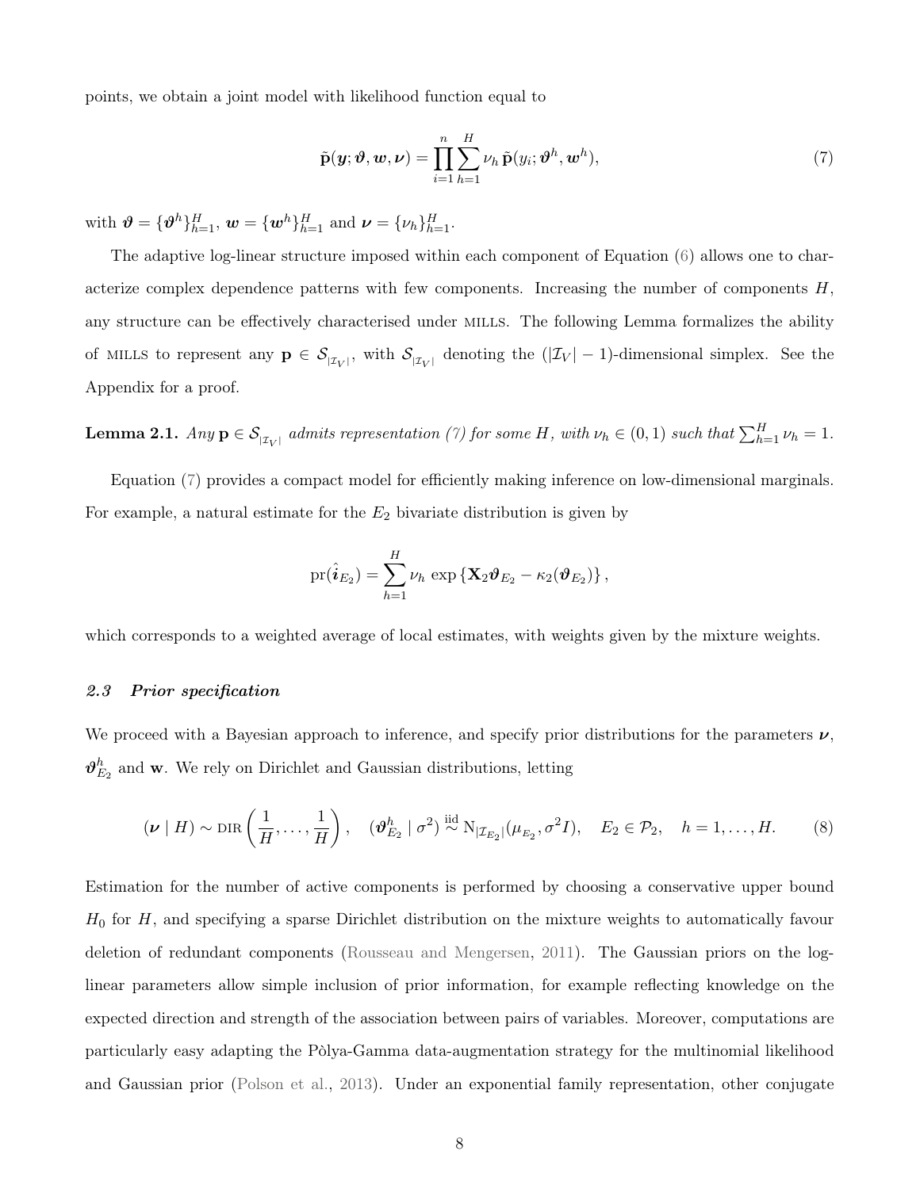points, we obtain a joint model with likelihood function equal to

$$
\tilde{\mathbf{p}}(\boldsymbol{y}; \boldsymbol{\vartheta}, \boldsymbol{w}, \boldsymbol{\nu}) = \prod_{i=1}^{n} \sum_{h=1}^{H} \nu_h \, \tilde{\mathbf{p}}(y_i; \boldsymbol{\vartheta}^h, \boldsymbol{w}^h), \tag{7}
$$

with $\boldsymbol{\vartheta} = \{\boldsymbol{\vartheta}^h\}_{h=1}^H$, $\boldsymbol{w} = \{\boldsymbol{w}^h\}_{h=1}^H$ and $\boldsymbol{\nu} = \{\nu_h\}_{h=1}^H$.

The adaptive log-linear structure imposed within each component of Equation (6) allows one to characterize complex dependence patterns with few components. Increasing the number of components $H$, any structure can be effectively characterised under MILLS. The following Lemma formalizes the ability of MILLS to represent any $\mathbf{p} \in \mathcal{S}_{|\mathcal{I}_V|}$, with $\mathcal{S}_{|\mathcal{I}_V|}$ denoting the $(|\mathcal{I}_V| - 1)$-dimensional simplex. See the Appendix for a proof.

**Lemma 2.1.** *Any $\mathbf{p} \in \mathcal{S}_{|\mathcal{I}_V|}$ admits representation (7) for some $H$, with $\nu_h \in (0, 1)$ such that $\sum_{h=1}^H \nu_h = 1$.*

Equation (7) provides a compact model for efficiently making inference on low-dimensional marginals. For example, a natural estimate for the $E_2$ bivariate distribution is given by

$$
\mathrm{pr}(\hat{\boldsymbol{i}}_{E_2}) = \sum_{h=1}^{H} \nu_h \, \exp\left\{\mathbf{X}_2 \boldsymbol{\vartheta}_{E_2} - \kappa_2(\boldsymbol{\vartheta}_{E_2})\right\},
$$

which corresponds to a weighted average of local estimates, with weights given by the mixture weights.

### *2.3 Prior specification*

We proceed with a Bayesian approach to inference, and specify prior distributions for the parameters $\boldsymbol{\nu}$, $\boldsymbol{\vartheta}_{E_2}^h$ and $\mathbf{w}$. We rely on Dirichlet and Gaussian distributions, letting

$$
(\boldsymbol{\nu} \mid H) \sim \mathrm{DIR}\left(\frac{1}{H}, \ldots, \frac{1}{H}\right), \quad (\boldsymbol{\vartheta}_{E_2}^h \mid \sigma^2) \overset{\mathrm{iid}}{\sim} \mathrm{N}_{|\mathcal{I}_{E_2}|}(\mu_{E_2}, \sigma^2 I), \quad E_2 \in \mathcal{P}_2, \quad h = 1, \ldots, H. \tag{8}
$$

Estimation for the number of active components is performed by choosing a conservative upper bound $H_0$ for $H$, and specifying a sparse Dirichlet distribution on the mixture weights to automatically favour deletion of redundant components (Rousseau and Mengersen, 2011). The Gaussian priors on the log-linear parameters allow simple inclusion of prior information, for example reflecting knowledge on the expected direction and strength of the association between pairs of variables. Moreover, computations are particularly easy adapting the Pòlya-Gamma data-augmentation strategy for the multinomial likelihood and Gaussian prior (Polson et al., 2013). Under an exponential family representation, other conjugate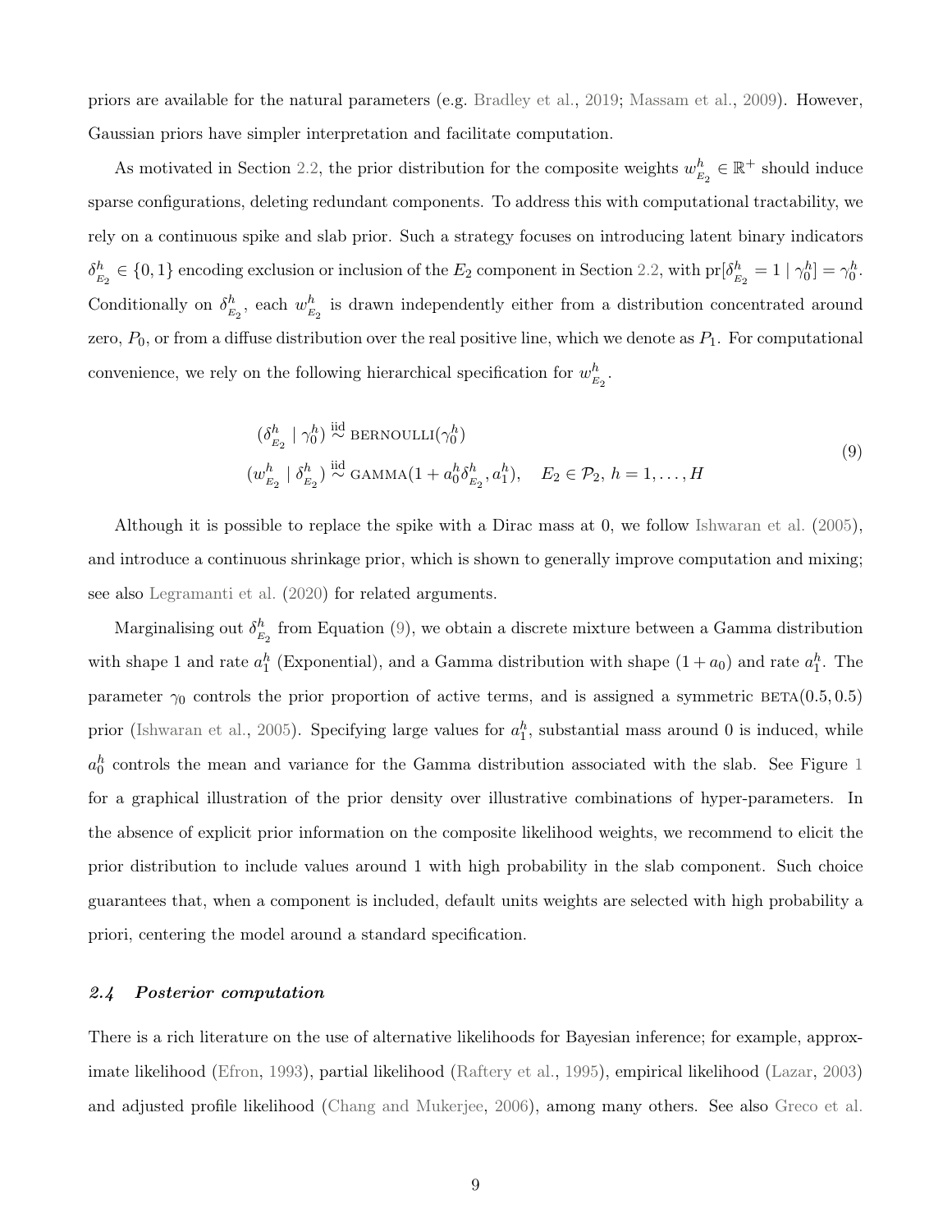priors are available for the natural parameters (e.g. Bradley et al., 2019; Massam et al., 2009). However, Gaussian priors have simpler interpretation and facilitate computation.

As motivated in Section 2.2, the prior distribution for the composite weights $w^h_{E_2} \in \mathbb{R}^+$ should induce sparse configurations, deleting redundant components. To address this with computational tractability, we rely on a continuous spike and slab prior. Such a strategy focuses on introducing latent binary indicators $\delta^h_{E_2} \in \{0, 1\}$ encoding exclusion or inclusion of the $E_2$ component in Section 2.2, with $\text{pr}[\delta^h_{E_2} = 1 \mid \gamma^h_0] = \gamma^h_0$. Conditionally on $\delta^h_{E_2}$, each $w^h_{E_2}$ is drawn independently either from a distribution concentrated around zero, $P_0$, or from a diffuse distribution over the real positive line, which we denote as $P_1$. For computational convenience, we rely on the following hierarchical specification for $w^h_{E_2}$.

$$
\begin{aligned}
&(\delta^h_{E_2} \mid \gamma^h_0) \overset{\text{iid}}{\sim} \text{BERNOULLI}(\gamma^h_0) \\
&(w^h_{E_2} \mid \delta^h_{E_2}) \overset{\text{iid}}{\sim} \text{GAMMA}(1 + a^h_0 \delta^h_{E_2}, a^h_1), \quad E_2 \in \mathcal{P}_2,\ h = 1, \ldots, H
\end{aligned}
\tag{9}
$$

Although it is possible to replace the spike with a Dirac mass at 0, we follow Ishwaran et al. (2005), and introduce a continuous shrinkage prior, which is shown to generally improve computation and mixing; see also Legramanti et al. (2020) for related arguments.

Marginalising out $\delta^h_{E_2}$ from Equation (9), we obtain a discrete mixture between a Gamma distribution with shape 1 and rate $a^h_1$ (Exponential), and a Gamma distribution with shape $(1 + a_0)$ and rate $a^h_1$. The parameter $\gamma_0$ controls the prior proportion of active terms, and is assigned a symmetric $\text{BETA}(0.5, 0.5)$ prior (Ishwaran et al., 2005). Specifying large values for $a^h_1$, substantial mass around 0 is induced, while $a^h_0$ controls the mean and variance for the Gamma distribution associated with the slab. See Figure 1 for a graphical illustration of the prior density over illustrative combinations of hyper-parameters. In the absence of explicit prior information on the composite likelihood weights, we recommend to elicit the prior distribution to include values around 1 with high probability in the slab component. Such choice guarantees that, when a component is included, default units weights are selected with high probability a priori, centering the model around a standard specification.

### *2.4 Posterior computation*

There is a rich literature on the use of alternative likelihoods for Bayesian inference; for example, approximate likelihood (Efron, 1993), partial likelihood (Raftery et al., 1995), empirical likelihood (Lazar, 2003) and adjusted profile likelihood (Chang and Mukerjee, 2006), among many others. See also Greco et al.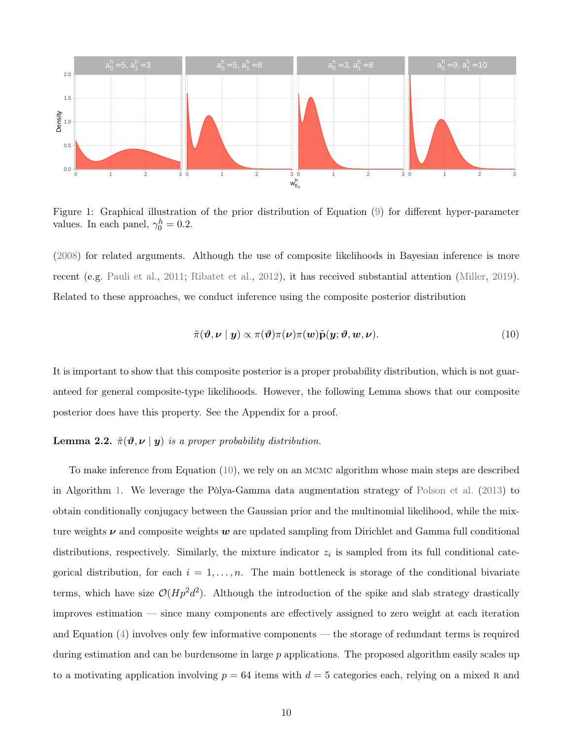Figure 1: Graphical illustration of the prior distribution of Equation (9) for different hyper-parameter values. In each panel, $\gamma_0^h = 0.2$.

(2008) for related arguments. Although the use of composite likelihoods in Bayesian inference is more recent (e.g. Pauli et al., 2011; Ribatet et al., 2012), it has received substantial attention (Miller, 2019). Related to these approaches, we conduct inference using the composite posterior distribution

$$\tilde{\pi}(\boldsymbol{\vartheta}, \boldsymbol{\nu} \mid \boldsymbol{y}) \propto \pi(\boldsymbol{\vartheta})\pi(\boldsymbol{\nu})\pi(\boldsymbol{w})\tilde{\mathbf{p}}(\boldsymbol{y}; \boldsymbol{\vartheta}, \boldsymbol{w}, \boldsymbol{\nu}). \tag{10}$$

It is important to show that this composite posterior is a proper probability distribution, which is not guaranteed for general composite-type likelihoods. However, the following Lemma shows that our composite posterior does have this property. See the Appendix for a proof.

**Lemma 2.2.** *$\tilde{\pi}(\boldsymbol{\vartheta}, \boldsymbol{\nu} \mid \boldsymbol{y})$ is a proper probability distribution.*

To make inference from Equation (10), we rely on an MCMC algorithm whose main steps are described in Algorithm 1. We leverage the Pòlya-Gamma data augmentation strategy of Polson et al. (2013) to obtain conditionally conjugacy between the Gaussian prior and the multinomial likelihood, while the mixture weights $\boldsymbol{\nu}$ and composite weights $\boldsymbol{w}$ are updated sampling from Dirichlet and Gamma full conditional distributions, respectively. Similarly, the mixture indicator $z_i$ is sampled from its full conditional categorical distribution, for each $i = 1, \ldots, n$. The main bottleneck is storage of the conditional bivariate terms, which have size $\mathcal{O}(Hp^2d^2)$. Although the introduction of the spike and slab strategy drastically improves estimation — since many components are effectively assigned to zero weight at each iteration and Equation (4) involves only few informative components — the storage of redundant terms is required during estimation and can be burdensome in large $p$ applications. The proposed algorithm easily scales up to a motivating application involving $p = 64$ items with $d = 5$ categories each, relying on a mixed R and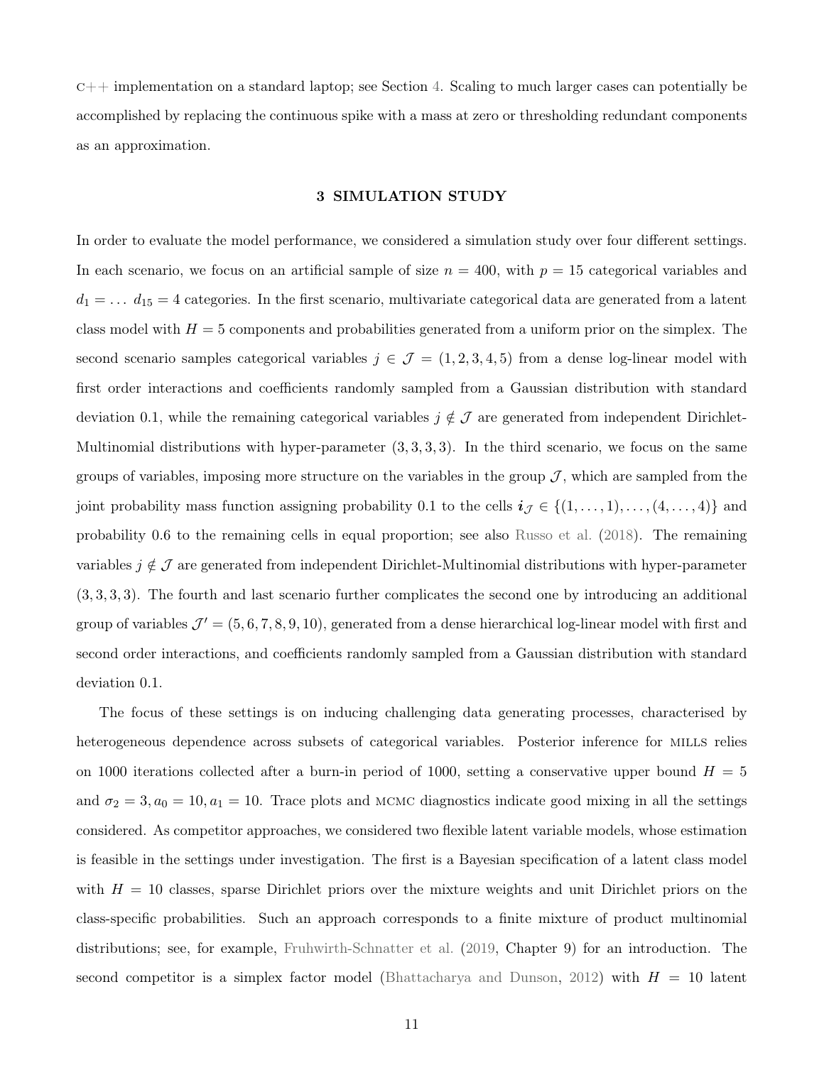C++ implementation on a standard laptop; see Section 4. Scaling to much larger cases can potentially be accomplished by replacing the continuous spike with a mass at zero or thresholding redundant components as an approximation.

## 3 SIMULATION STUDY

In order to evaluate the model performance, we considered a simulation study over four different settings. In each scenario, we focus on an artificial sample of size $n = 400$, with $p = 15$ categorical variables and $d_1 = \dots\ d_{15} = 4$ categories. In the first scenario, multivariate categorical data are generated from a latent class model with $H = 5$ components and probabilities generated from a uniform prior on the simplex. The second scenario samples categorical variables $j \in \mathcal{J} = (1, 2, 3, 4, 5)$ from a dense log-linear model with first order interactions and coefficients randomly sampled from a Gaussian distribution with standard deviation 0.1, while the remaining categorical variables $j \notin \mathcal{J}$ are generated from independent Dirichlet-Multinomial distributions with hyper-parameter $(3, 3, 3, 3)$. In the third scenario, we focus on the same groups of variables, imposing more structure on the variables in the group $\mathcal{J}$, which are sampled from the joint probability mass function assigning probability 0.1 to the cells $\boldsymbol{i}_{\mathcal{J}} \in \{(1, \dots, 1), \dots, (4, \dots, 4)\}$ and probability 0.6 to the remaining cells in equal proportion; see also Russo et al. (2018). The remaining variables $j \notin \mathcal{J}$ are generated from independent Dirichlet-Multinomial distributions with hyper-parameter $(3, 3, 3, 3)$. The fourth and last scenario further complicates the second one by introducing an additional group of variables $\mathcal{J}' = (5, 6, 7, 8, 9, 10)$, generated from a dense hierarchical log-linear model with first and second order interactions, and coefficients randomly sampled from a Gaussian distribution with standard deviation 0.1.

The focus of these settings is on inducing challenging data generating processes, characterised by heterogeneous dependence across subsets of categorical variables. Posterior inference for MILLS relies on 1000 iterations collected after a burn-in period of 1000, setting a conservative upper bound $H = 5$ and $\sigma_2 = 3, a_0 = 10, a_1 = 10$. Trace plots and MCMC diagnostics indicate good mixing in all the settings considered. As competitor approaches, we considered two flexible latent variable models, whose estimation is feasible in the settings under investigation. The first is a Bayesian specification of a latent class model with $H = 10$ classes, sparse Dirichlet priors over the mixture weights and unit Dirichlet priors on the class-specific probabilities. Such an approach corresponds to a finite mixture of product multinomial distributions; see, for example, Fruhwirth-Schnatter et al. (2019, Chapter 9) for an introduction. The second competitor is a simplex factor model (Bhattacharya and Dunson, 2012) with $H = 10$ latent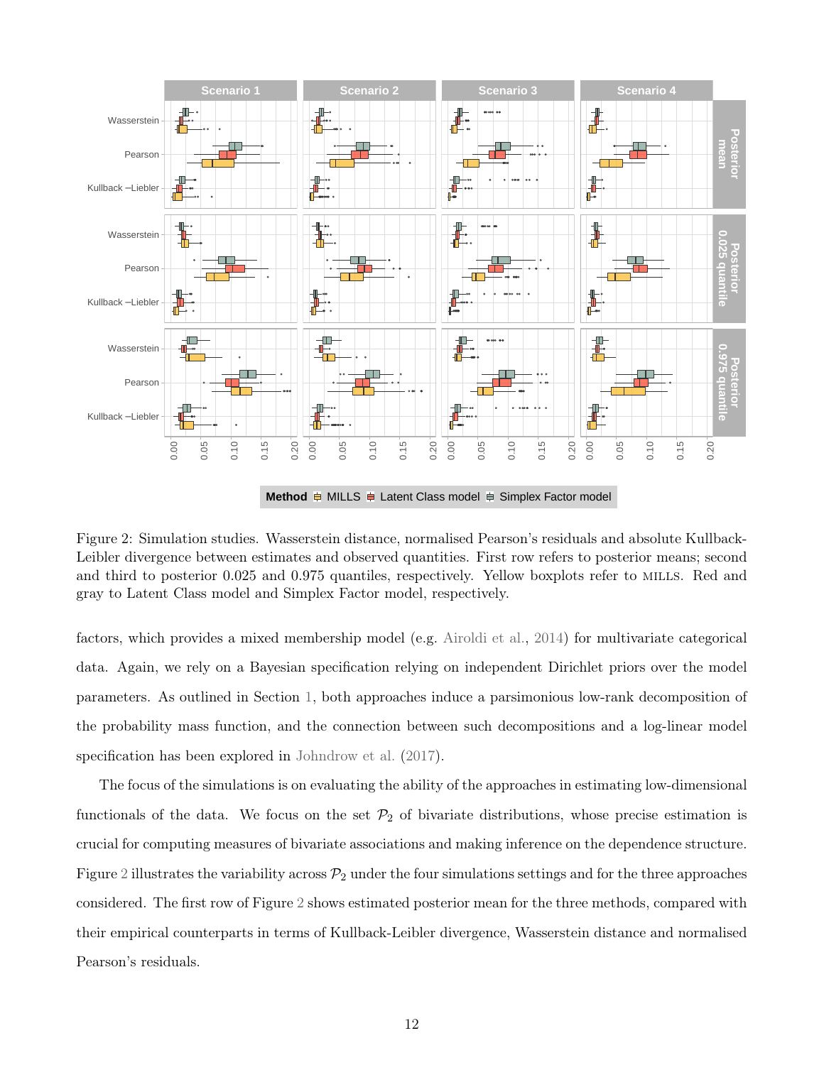Figure 2: Simulation studies. Wasserstein distance, normalised Pearson's residuals and absolute Kullback-Leibler divergence between estimates and observed quantities. First row refers to posterior means; second and third to posterior 0.025 and 0.975 quantiles, respectively. Yellow boxplots refer to MILLS. Red and gray to Latent Class model and Simplex Factor model, respectively.

factors, which provides a mixed membership model (e.g. Airoldi et al., 2014) for multivariate categorical data. Again, we rely on a Bayesian specification relying on independent Dirichlet priors over the model parameters. As outlined in Section 1, both approaches induce a parsimonious low-rank decomposition of the probability mass function, and the connection between such decompositions and a log-linear model specification has been explored in Johndrow et al. (2017).

The focus of the simulations is on evaluating the ability of the approaches in estimating low-dimensional functionals of the data. We focus on the set $\mathcal{P}_2$ of bivariate distributions, whose precise estimation is crucial for computing measures of bivariate associations and making inference on the dependence structure. Figure 2 illustrates the variability across $\mathcal{P}_2$ under the four simulations settings and for the three approaches considered. The first row of Figure 2 shows estimated posterior mean for the three methods, compared with their empirical counterparts in terms of Kullback-Leibler divergence, Wasserstein distance and normalised Pearson's residuals.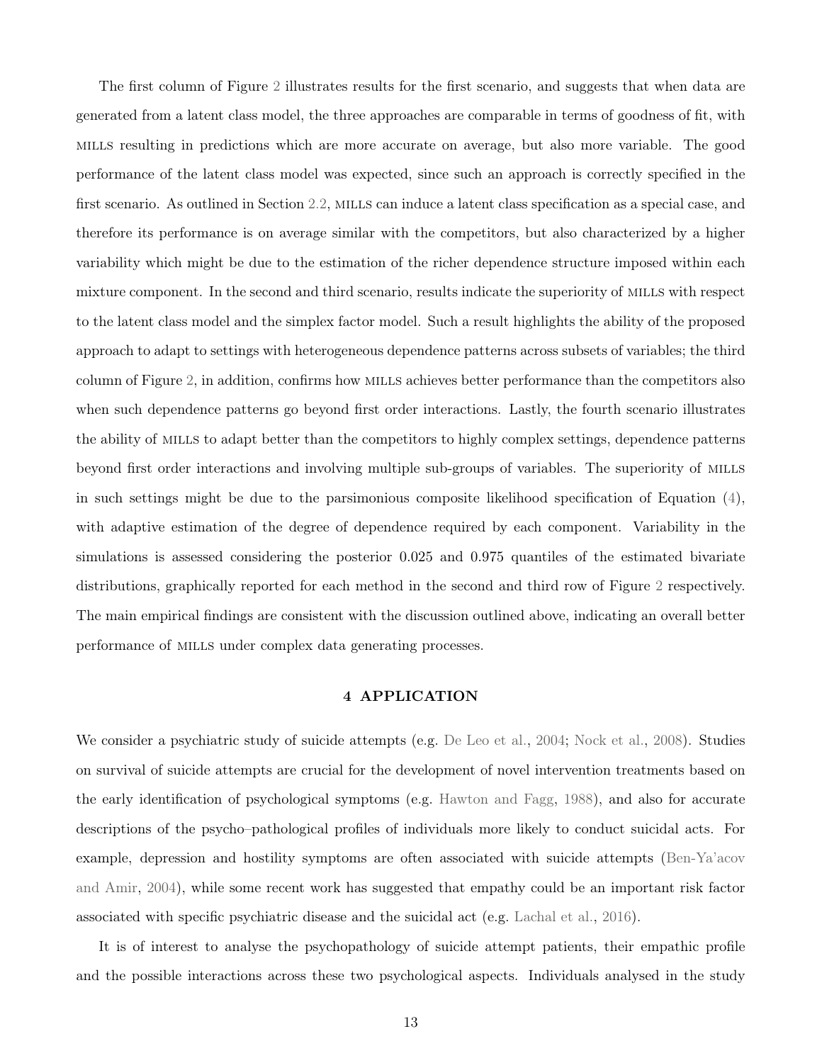The first column of Figure 2 illustrates results for the first scenario, and suggests that when data are generated from a latent class model, the three approaches are comparable in terms of goodness of fit, with MILLS resulting in predictions which are more accurate on average, but also more variable. The good performance of the latent class model was expected, since such an approach is correctly specified in the first scenario. As outlined in Section 2.2, MILLS can induce a latent class specification as a special case, and therefore its performance is on average similar with the competitors, but also characterized by a higher variability which might be due to the estimation of the richer dependence structure imposed within each mixture component. In the second and third scenario, results indicate the superiority of MILLS with respect to the latent class model and the simplex factor model. Such a result highlights the ability of the proposed approach to adapt to settings with heterogeneous dependence patterns across subsets of variables; the third column of Figure 2, in addition, confirms how MILLS achieves better performance than the competitors also when such dependence patterns go beyond first order interactions. Lastly, the fourth scenario illustrates the ability of MILLS to adapt better than the competitors to highly complex settings, dependence patterns beyond first order interactions and involving multiple sub-groups of variables. The superiority of MILLS in such settings might be due to the parsimonious composite likelihood specification of Equation (4), with adaptive estimation of the degree of dependence required by each component. Variability in the simulations is assessed considering the posterior 0.025 and 0.975 quantiles of the estimated bivariate distributions, graphically reported for each method in the second and third row of Figure 2 respectively. The main empirical findings are consistent with the discussion outlined above, indicating an overall better performance of MILLS under complex data generating processes.

## 4 APPLICATION

We consider a psychiatric study of suicide attempts (e.g. De Leo et al., 2004; Nock et al., 2008). Studies on survival of suicide attempts are crucial for the development of novel intervention treatments based on the early identification of psychological symptoms (e.g. Hawton and Fagg, 1988), and also for accurate descriptions of the psycho–pathological profiles of individuals more likely to conduct suicidal acts. For example, depression and hostility symptoms are often associated with suicide attempts (Ben-Ya'acov and Amir, 2004), while some recent work has suggested that empathy could be an important risk factor associated with specific psychiatric disease and the suicidal act (e.g. Lachal et al., 2016).

It is of interest to analyse the psychopathology of suicide attempt patients, their empathic profile and the possible interactions across these two psychological aspects. Individuals analysed in the study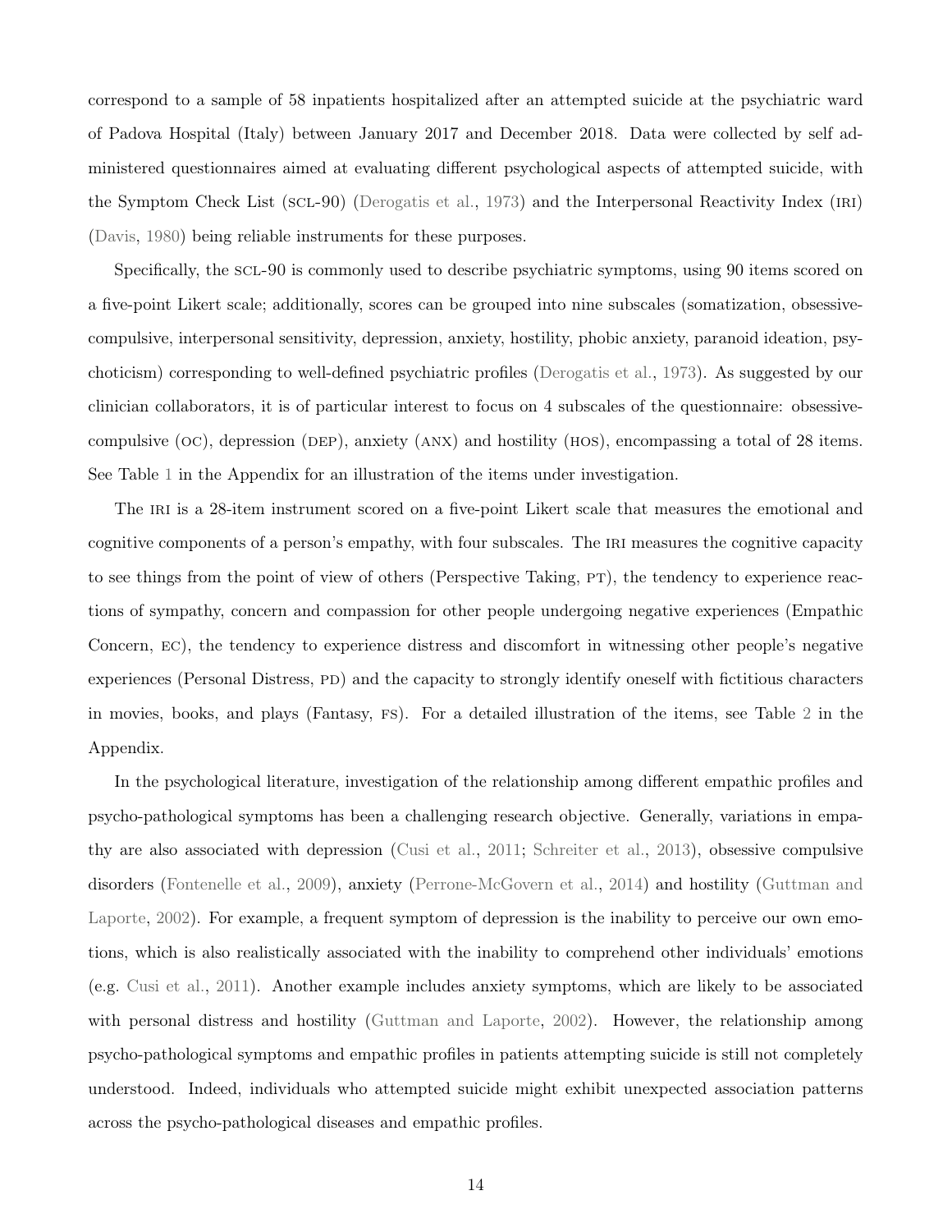correspond to a sample of 58 inpatients hospitalized after an attempted suicide at the psychiatric ward of Padova Hospital (Italy) between January 2017 and December 2018. Data were collected by self administered questionnaires aimed at evaluating different psychological aspects of attempted suicide, with the Symptom Check List (SCL-90) (Derogatis et al., 1973) and the Interpersonal Reactivity Index (IRI) (Davis, 1980) being reliable instruments for these purposes.

Specifically, the SCL-90 is commonly used to describe psychiatric symptoms, using 90 items scored on a five-point Likert scale; additionally, scores can be grouped into nine subscales (somatization, obsessive-compulsive, interpersonal sensitivity, depression, anxiety, hostility, phobic anxiety, paranoid ideation, psychoticism) corresponding to well-defined psychiatric profiles (Derogatis et al., 1973). As suggested by our clinician collaborators, it is of particular interest to focus on 4 subscales of the questionnaire: obsessive-compulsive (OC), depression (DEP), anxiety (ANX) and hostility (HOS), encompassing a total of 28 items. See Table 1 in the Appendix for an illustration of the items under investigation.

The IRI is a 28-item instrument scored on a five-point Likert scale that measures the emotional and cognitive components of a person's empathy, with four subscales. The IRI measures the cognitive capacity to see things from the point of view of others (Perspective Taking, PT), the tendency to experience reactions of sympathy, concern and compassion for other people undergoing negative experiences (Empathic Concern, EC), the tendency to experience distress and discomfort in witnessing other people's negative experiences (Personal Distress, PD) and the capacity to strongly identify oneself with fictitious characters in movies, books, and plays (Fantasy, FS). For a detailed illustration of the items, see Table 2 in the Appendix.

In the psychological literature, investigation of the relationship among different empathic profiles and psycho-pathological symptoms has been a challenging research objective. Generally, variations in empathy are also associated with depression (Cusi et al., 2011; Schreiter et al., 2013), obsessive compulsive disorders (Fontenelle et al., 2009), anxiety (Perrone-McGovern et al., 2014) and hostility (Guttman and Laporte, 2002). For example, a frequent symptom of depression is the inability to perceive our own emotions, which is also realistically associated with the inability to comprehend other individuals' emotions (e.g. Cusi et al., 2011). Another example includes anxiety symptoms, which are likely to be associated with personal distress and hostility (Guttman and Laporte, 2002). However, the relationship among psycho-pathological symptoms and empathic profiles in patients attempting suicide is still not completely understood. Indeed, individuals who attempted suicide might exhibit unexpected association patterns across the psycho-pathological diseases and empathic profiles.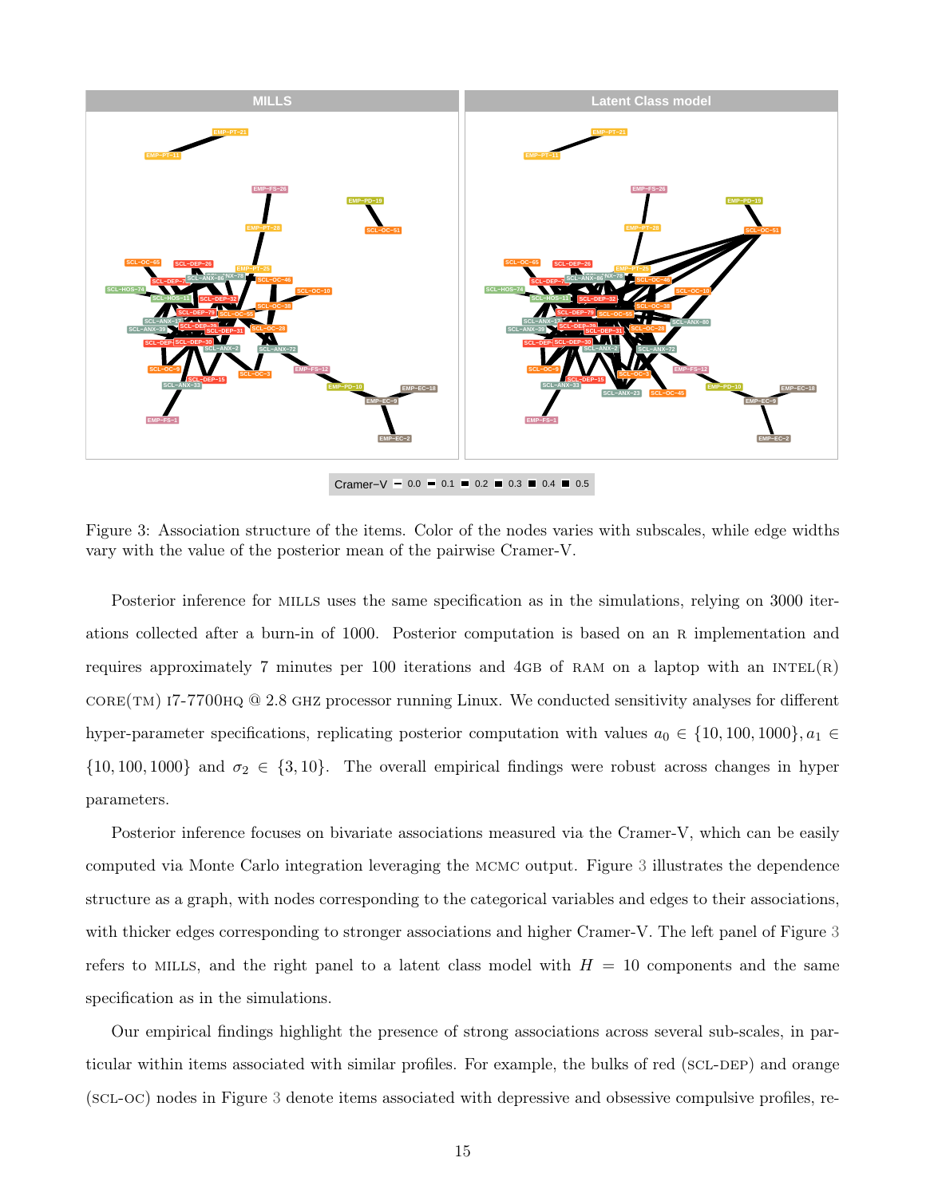Figure 3: Association structure of the items. Color of the nodes varies with subscales, while edge widths vary with the value of the posterior mean of the pairwise Cramer-V.

Posterior inference for MILLS uses the same specification as in the simulations, relying on 3000 iterations collected after a burn-in of 1000. Posterior computation is based on an R implementation and requires approximately 7 minutes per 100 iterations and 4GB of RAM on a laptop with an INTEL(R) CORE(TM) I7-7700HQ @ 2.8 GHZ processor running Linux. We conducted sensitivity analyses for different hyper-parameter specifications, replicating posterior computation with values $a_0 \in \{10, 100, 1000\}, a_1 \in \{10, 100, 1000\}$ and $\sigma_2 \in \{3, 10\}$. The overall empirical findings were robust across changes in hyper parameters.

Posterior inference focuses on bivariate associations measured via the Cramer-V, which can be easily computed via Monte Carlo integration leveraging the MCMC output. Figure 3 illustrates the dependence structure as a graph, with nodes corresponding to the categorical variables and edges to their associations, with thicker edges corresponding to stronger associations and higher Cramer-V. The left panel of Figure 3 refers to MILLS, and the right panel to a latent class model with $H = 10$ components and the same specification as in the simulations.

Our empirical findings highlight the presence of strong associations across several sub-scales, in particular within items associated with similar profiles. For example, the bulks of red (SCL-DEP) and orange (SCL-OC) nodes in Figure 3 denote items associated with depressive and obsessive compulsive profiles, re-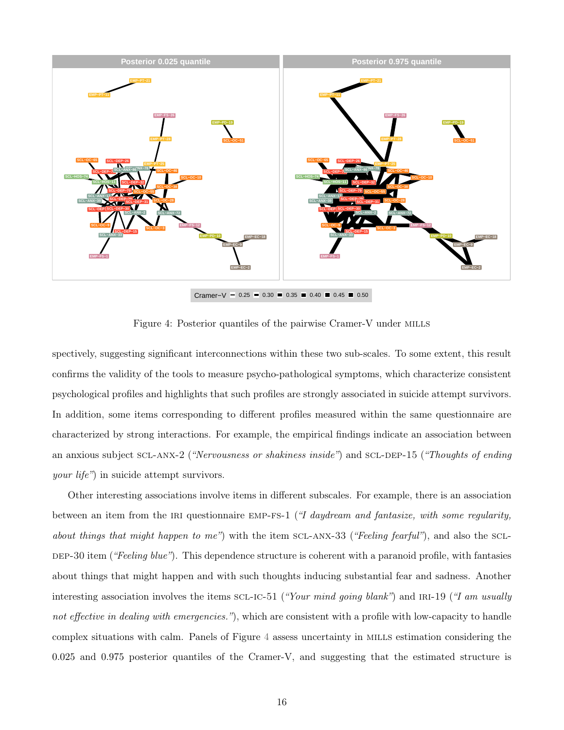Figure 4: Posterior quantiles of the pairwise Cramer-V under MILLS

spectively, suggesting significant interconnections within these two sub-scales. To some extent, this result confirms the validity of the tools to measure psycho-pathological symptoms, which characterize consistent psychological profiles and highlights that such profiles are strongly associated in suicide attempt survivors. In addition, some items corresponding to different profiles measured within the same questionnaire are characterized by strong interactions. For example, the empirical findings indicate an association between an anxious subject SCL-ANX-2 (*"Nervousness or shakiness inside"*) and SCL-DEP-15 (*"Thoughts of ending your life"*) in suicide attempt survivors.

Other interesting associations involve items in different subscales. For example, there is an association between an item from the IRI questionnaire EMP-FS-1 (*"I daydream and fantasize, with some regularity, about things that might happen to me"*) with the item SCL-ANX-33 (*"Feeling fearful"*), and also the SCL-DEP-30 item (*"Feeling blue"*). This dependence structure is coherent with a paranoid profile, with fantasies about things that might happen and with such thoughts inducing substantial fear and sadness. Another interesting association involves the items SCL-IC-51 (*"Your mind going blank"*) and IRI-19 (*"I am usually not effective in dealing with emergencies."*), which are consistent with a profile with low-capacity to handle complex situations with calm. Panels of Figure 4 assess uncertainty in MILLS estimation considering the 0.025 and 0.975 posterior quantiles of the Cramer-V, and suggesting that the estimated structure is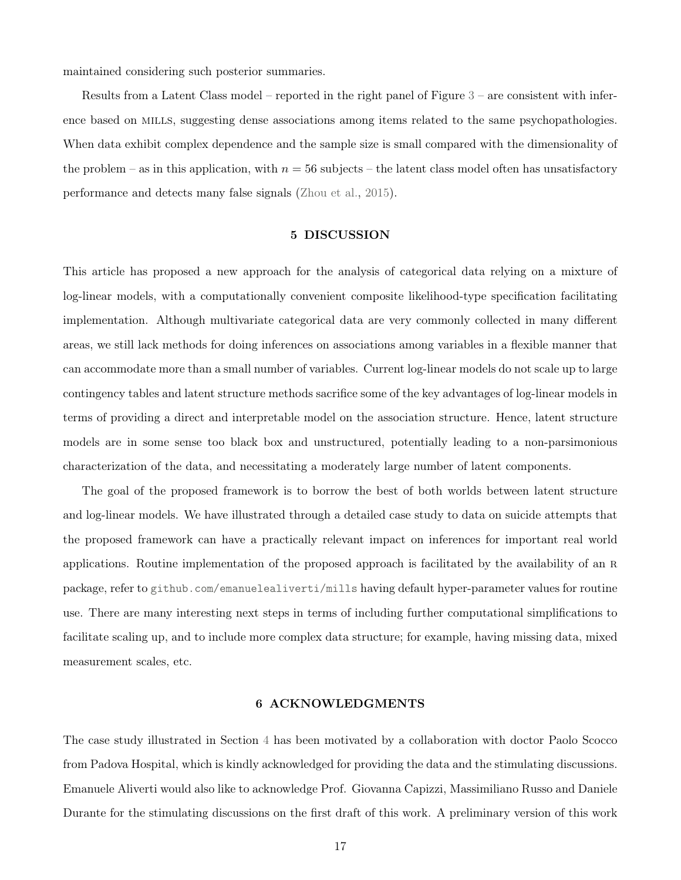maintained considering such posterior summaries.

Results from a Latent Class model – reported in the right panel of Figure 3 – are consistent with inference based on MILLS, suggesting dense associations among items related to the same psychopathologies. When data exhibit complex dependence and the sample size is small compared with the dimensionality of the problem – as in this application, with $n = 56$ subjects – the latent class model often has unsatisfactory performance and detects many false signals (Zhou et al., 2015).

## 5 DISCUSSION

This article has proposed a new approach for the analysis of categorical data relying on a mixture of log-linear models, with a computationally convenient composite likelihood-type specification facilitating implementation. Although multivariate categorical data are very commonly collected in many different areas, we still lack methods for doing inferences on associations among variables in a flexible manner that can accommodate more than a small number of variables. Current log-linear models do not scale up to large contingency tables and latent structure methods sacrifice some of the key advantages of log-linear models in terms of providing a direct and interpretable model on the association structure. Hence, latent structure models are in some sense too black box and unstructured, potentially leading to a non-parsimonious characterization of the data, and necessitating a moderately large number of latent components.

The goal of the proposed framework is to borrow the best of both worlds between latent structure and log-linear models. We have illustrated through a detailed case study to data on suicide attempts that the proposed framework can have a practically relevant impact on inferences for important real world applications. Routine implementation of the proposed approach is facilitated by the availability of an R package, refer to github.com/emanuelealiverti/mills having default hyper-parameter values for routine use. There are many interesting next steps in terms of including further computational simplifications to facilitate scaling up, and to include more complex data structure; for example, having missing data, mixed measurement scales, etc.

## 6 ACKNOWLEDGMENTS

The case study illustrated in Section 4 has been motivated by a collaboration with doctor Paolo Scocco from Padova Hospital, which is kindly acknowledged for providing the data and the stimulating discussions. Emanuele Aliverti would also like to acknowledge Prof. Giovanna Capizzi, Massimiliano Russo and Daniele Durante for the stimulating discussions on the first draft of this work. A preliminary version of this work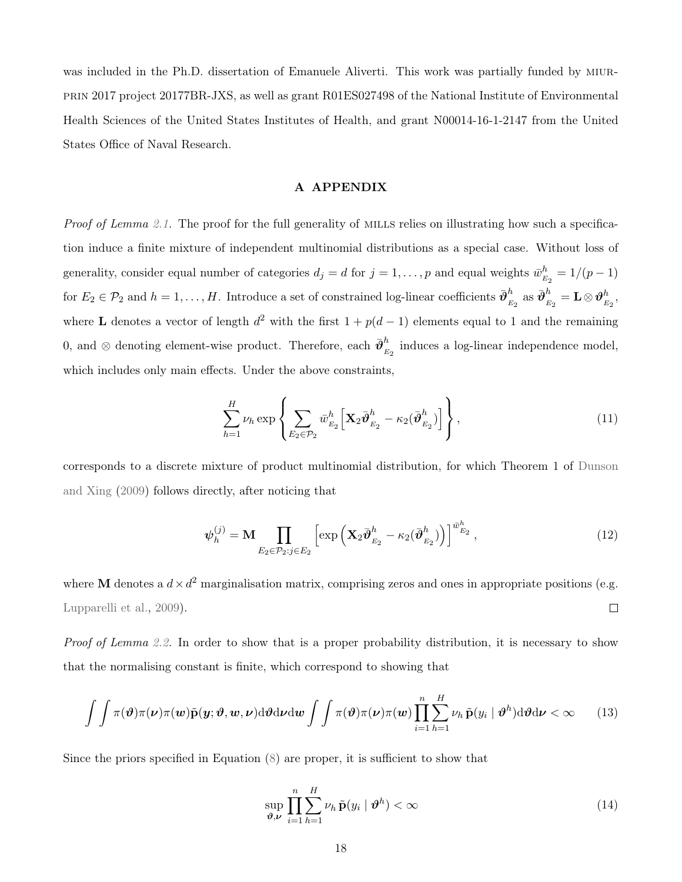was included in the Ph.D. dissertation of Emanuele Aliverti. This work was partially funded by MIUR-PRIN 2017 project 20177BR-JXS, as well as grant R01ES027498 of the National Institute of Environmental Health Sciences of the United States Institutes of Health, and grant N00014-16-1-2147 from the United States Office of Naval Research.

## A APPENDIX

*Proof of Lemma 2.1.* The proof for the full generality of MILLS relies on illustrating how such a specification induce a finite mixture of independent multinomial distributions as a special case. Without loss of generality, consider equal number of categories $d_j = d$ for $j = 1, \dots, p$ and equal weights $\bar{w}^h_{E_2} = 1/(p-1)$ for $E_2 \in \mathcal{P}_2$ and $h = 1, \dots, H$. Introduce a set of constrained log-linear coefficients $\bar{\boldsymbol{\vartheta}}^h_{E_2}$ as $\bar{\boldsymbol{\vartheta}}^h_{E_2} = \mathbf{L} \otimes \boldsymbol{\vartheta}^h_{E_2}$, where $\mathbf{L}$ denotes a vector of length $d^2$ with the first $1 + p(d-1)$ elements equal to 1 and the remaining 0, and $\otimes$ denoting element-wise product. Therefore, each $\bar{\boldsymbol{\vartheta}}^h_{E_2}$ induces a log-linear independence model, which includes only main effects. Under the above constraints,

$$\sum_{h=1}^{H} \nu_h \exp\left\{ \sum_{E_2 \in \mathcal{P}_2} \bar{w}^h_{E_2} \left[ \mathbf{X}_2 \bar{\boldsymbol{\vartheta}}^h_{E_2} - \kappa_2(\bar{\boldsymbol{\vartheta}}^h_{E_2}) \right] \right\}, \tag{11}$$

corresponds to a discrete mixture of product multinomial distribution, for which Theorem 1 of Dunson and Xing (2009) follows directly, after noticing that

$$\boldsymbol{\psi}^{(j)}_h = \mathbf{M} \prod_{E_2 \in \mathcal{P}_2 : j \in E_2} \left[ \exp\left( \mathbf{X}_2 \bar{\boldsymbol{\vartheta}}^h_{E_2} - \kappa_2(\bar{\boldsymbol{\vartheta}}^h_{E_2}) \right) \right]^{\bar{w}^h_{E_2}}, \tag{12}$$

where $\mathbf{M}$ denotes a $d \times d^2$ marginalisation matrix, comprising zeros and ones in appropriate positions (e.g. Lupparelli et al., 2009). $\square$

*Proof of Lemma 2.2.* In order to show that is a proper probability distribution, it is necessary to show that the normalising constant is finite, which correspond to showing that

$$\int\int \pi(\boldsymbol{\vartheta})\pi(\boldsymbol{\nu})\pi(\boldsymbol{w})\tilde{\mathbf{p}}(\boldsymbol{y}; \boldsymbol{\vartheta}, \boldsymbol{w}, \boldsymbol{\nu}) \mathrm{d}\boldsymbol{\vartheta} \mathrm{d}\boldsymbol{\nu} \mathrm{d}\boldsymbol{w} \int\int \pi(\boldsymbol{\vartheta})\pi(\boldsymbol{\nu})\pi(\boldsymbol{w}) \prod_{i=1}^{n} \sum_{h=1}^{H} \nu_h \, \tilde{\mathbf{p}}(y_i \mid \boldsymbol{\vartheta}^h) \mathrm{d}\boldsymbol{\vartheta} \mathrm{d}\boldsymbol{\nu} < \infty \tag{13}$$

Since the priors specified in Equation (8) are proper, it is sufficient to show that

$$\sup_{\boldsymbol{\vartheta}, \boldsymbol{\nu}} \prod_{i=1}^{n} \sum_{h=1}^{H} \nu_h \, \tilde{\mathbf{p}}(y_i \mid \boldsymbol{\vartheta}^h) < \infty \tag{14}$$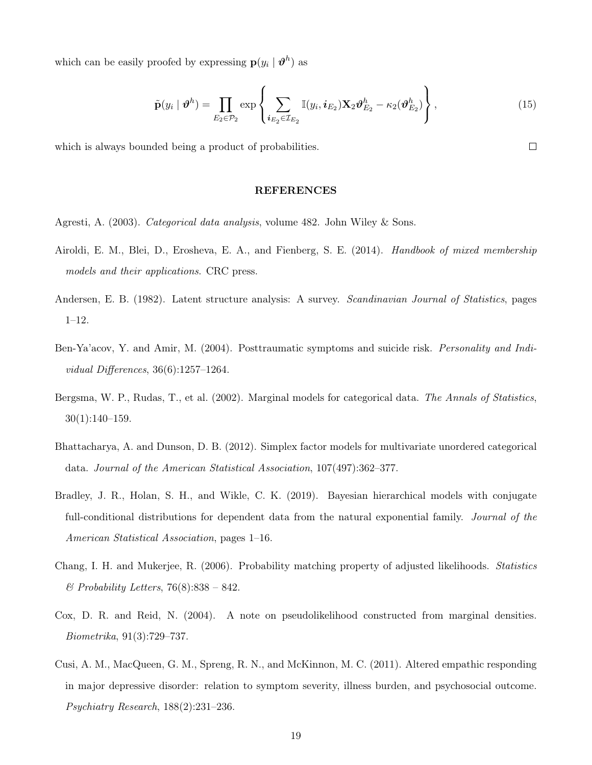which can be easily proofed by expressing $\mathbf{p}(y_i \mid \boldsymbol{\vartheta}^h)$ as

$$\tilde{\mathbf{p}}(y_i \mid \boldsymbol{\vartheta}^h) = \prod_{E_2 \in \mathcal{P}_2} \exp\left\{ \sum_{\boldsymbol{i}_{E_2} \in \mathcal{I}_{E_2}} \mathbb{I}(y_i, \boldsymbol{i}_{E_2}) \mathbf{X}_2 \boldsymbol{\vartheta}^h_{E_2} - \kappa_2(\boldsymbol{\vartheta}^h_{E_2}) \right\}, \tag{15}$$

which is always bounded being a product of probabilities. □

## REFERENCES

Agresti, A. (2003). *Categorical data analysis*, volume 482. John Wiley & Sons.

Airoldi, E. M., Blei, D., Erosheva, E. A., and Fienberg, S. E. (2014). *Handbook of mixed membership models and their applications*. CRC press.

Andersen, E. B. (1982). Latent structure analysis: A survey. *Scandinavian Journal of Statistics*, pages 1–12.

Ben-Ya'acov, Y. and Amir, M. (2004). Posttraumatic symptoms and suicide risk. *Personality and Individual Differences*, 36(6):1257–1264.

Bergsma, W. P., Rudas, T., et al. (2002). Marginal models for categorical data. *The Annals of Statistics*, 30(1):140–159.

Bhattacharya, A. and Dunson, D. B. (2012). Simplex factor models for multivariate unordered categorical data. *Journal of the American Statistical Association*, 107(497):362–377.

Bradley, J. R., Holan, S. H., and Wikle, C. K. (2019). Bayesian hierarchical models with conjugate full-conditional distributions for dependent data from the natural exponential family. *Journal of the American Statistical Association*, pages 1–16.

Chang, I. H. and Mukerjee, R. (2006). Probability matching property of adjusted likelihoods. *Statistics & Probability Letters*, 76(8):838 – 842.

Cox, D. R. and Reid, N. (2004). A note on pseudolikelihood constructed from marginal densities. *Biometrika*, 91(3):729–737.

Cusi, A. M., MacQueen, G. M., Spreng, R. N., and McKinnon, M. C. (2011). Altered empathic responding in major depressive disorder: relation to symptom severity, illness burden, and psychosocial outcome. *Psychiatry Research*, 188(2):231–236.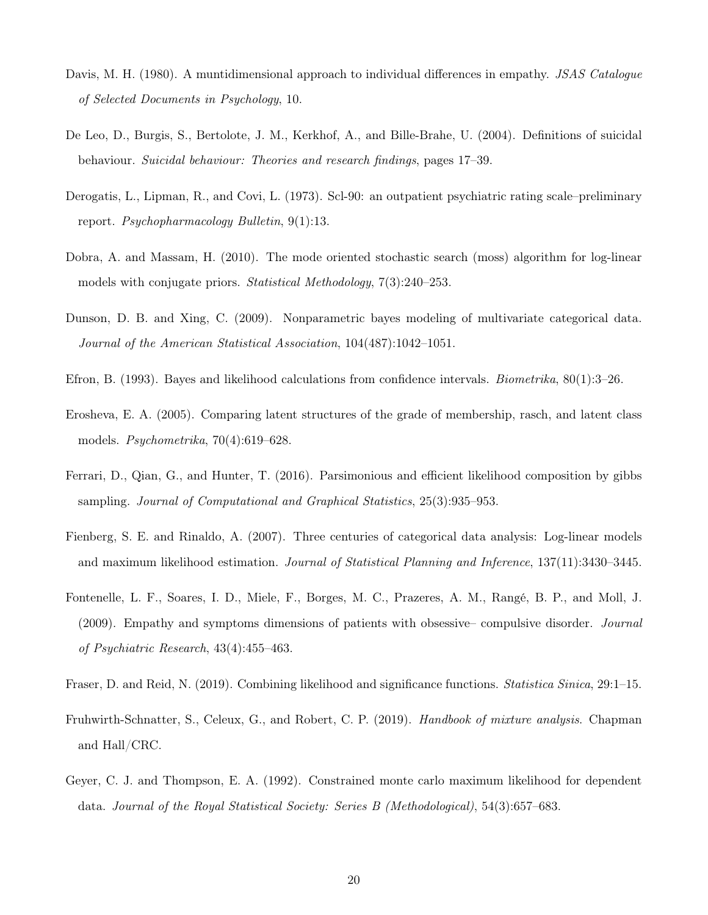Davis, M. H. (1980). A muntidimensional approach to individual differences in empathy. *JSAS Catalogue of Selected Documents in Psychology*, 10.

De Leo, D., Burgis, S., Bertolote, J. M., Kerkhof, A., and Bille-Brahe, U. (2004). Definitions of suicidal behaviour. *Suicidal behaviour: Theories and research findings*, pages 17–39.

Derogatis, L., Lipman, R., and Covi, L. (1973). Scl-90: an outpatient psychiatric rating scale–preliminary report. *Psychopharmacology Bulletin*, 9(1):13.

Dobra, A. and Massam, H. (2010). The mode oriented stochastic search (moss) algorithm for log-linear models with conjugate priors. *Statistical Methodology*, 7(3):240–253.

Dunson, D. B. and Xing, C. (2009). Nonparametric bayes modeling of multivariate categorical data. *Journal of the American Statistical Association*, 104(487):1042–1051.

Efron, B. (1993). Bayes and likelihood calculations from confidence intervals. *Biometrika*, 80(1):3–26.

Erosheva, E. A. (2005). Comparing latent structures of the grade of membership, rasch, and latent class models. *Psychometrika*, 70(4):619–628.

Ferrari, D., Qian, G., and Hunter, T. (2016). Parsimonious and efficient likelihood composition by gibbs sampling. *Journal of Computational and Graphical Statistics*, 25(3):935–953.

Fienberg, S. E. and Rinaldo, A. (2007). Three centuries of categorical data analysis: Log-linear models and maximum likelihood estimation. *Journal of Statistical Planning and Inference*, 137(11):3430–3445.

Fontenelle, L. F., Soares, I. D., Miele, F., Borges, M. C., Prazeres, A. M., Rangé, B. P., and Moll, J. (2009). Empathy and symptoms dimensions of patients with obsessive– compulsive disorder. *Journal of Psychiatric Research*, 43(4):455–463.

Fraser, D. and Reid, N. (2019). Combining likelihood and significance functions. *Statistica Sinica*, 29:1–15.

Fruhwirth-Schnatter, S., Celeux, G., and Robert, C. P. (2019). *Handbook of mixture analysis*. Chapman and Hall/CRC.

Geyer, C. J. and Thompson, E. A. (1992). Constrained monte carlo maximum likelihood for dependent data. *Journal of the Royal Statistical Society: Series B (Methodological)*, 54(3):657–683.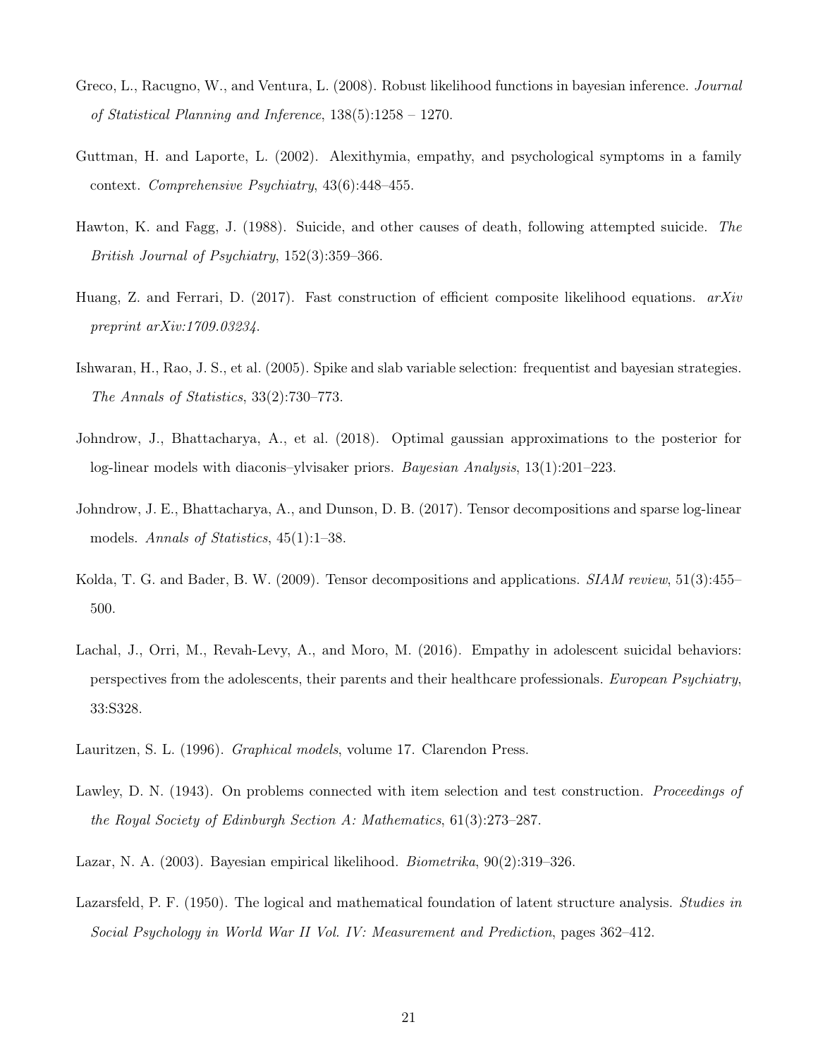Greco, L., Racugno, W., and Ventura, L. (2008). Robust likelihood functions in bayesian inference. *Journal of Statistical Planning and Inference*, 138(5):1258 – 1270.

Guttman, H. and Laporte, L. (2002). Alexithymia, empathy, and psychological symptoms in a family context. *Comprehensive Psychiatry*, 43(6):448–455.

Hawton, K. and Fagg, J. (1988). Suicide, and other causes of death, following attempted suicide. *The British Journal of Psychiatry*, 152(3):359–366.

Huang, Z. and Ferrari, D. (2017). Fast construction of efficient composite likelihood equations. *arXiv preprint arXiv:1709.03234*.

Ishwaran, H., Rao, J. S., et al. (2005). Spike and slab variable selection: frequentist and bayesian strategies. *The Annals of Statistics*, 33(2):730–773.

Johndrow, J., Bhattacharya, A., et al. (2018). Optimal gaussian approximations to the posterior for log-linear models with diaconis–ylvisaker priors. *Bayesian Analysis*, 13(1):201–223.

Johndrow, J. E., Bhattacharya, A., and Dunson, D. B. (2017). Tensor decompositions and sparse log-linear models. *Annals of Statistics*, 45(1):1–38.

Kolda, T. G. and Bader, B. W. (2009). Tensor decompositions and applications. *SIAM review*, 51(3):455–500.

Lachal, J., Orri, M., Revah-Levy, A., and Moro, M. (2016). Empathy in adolescent suicidal behaviors: perspectives from the adolescents, their parents and their healthcare professionals. *European Psychiatry*, 33:S328.

Lauritzen, S. L. (1996). *Graphical models*, volume 17. Clarendon Press.

Lawley, D. N. (1943). On problems connected with item selection and test construction. *Proceedings of the Royal Society of Edinburgh Section A: Mathematics*, 61(3):273–287.

Lazar, N. A. (2003). Bayesian empirical likelihood. *Biometrika*, 90(2):319–326.

Lazarsfeld, P. F. (1950). The logical and mathematical foundation of latent structure analysis. *Studies in Social Psychology in World War II Vol. IV: Measurement and Prediction*, pages 362–412.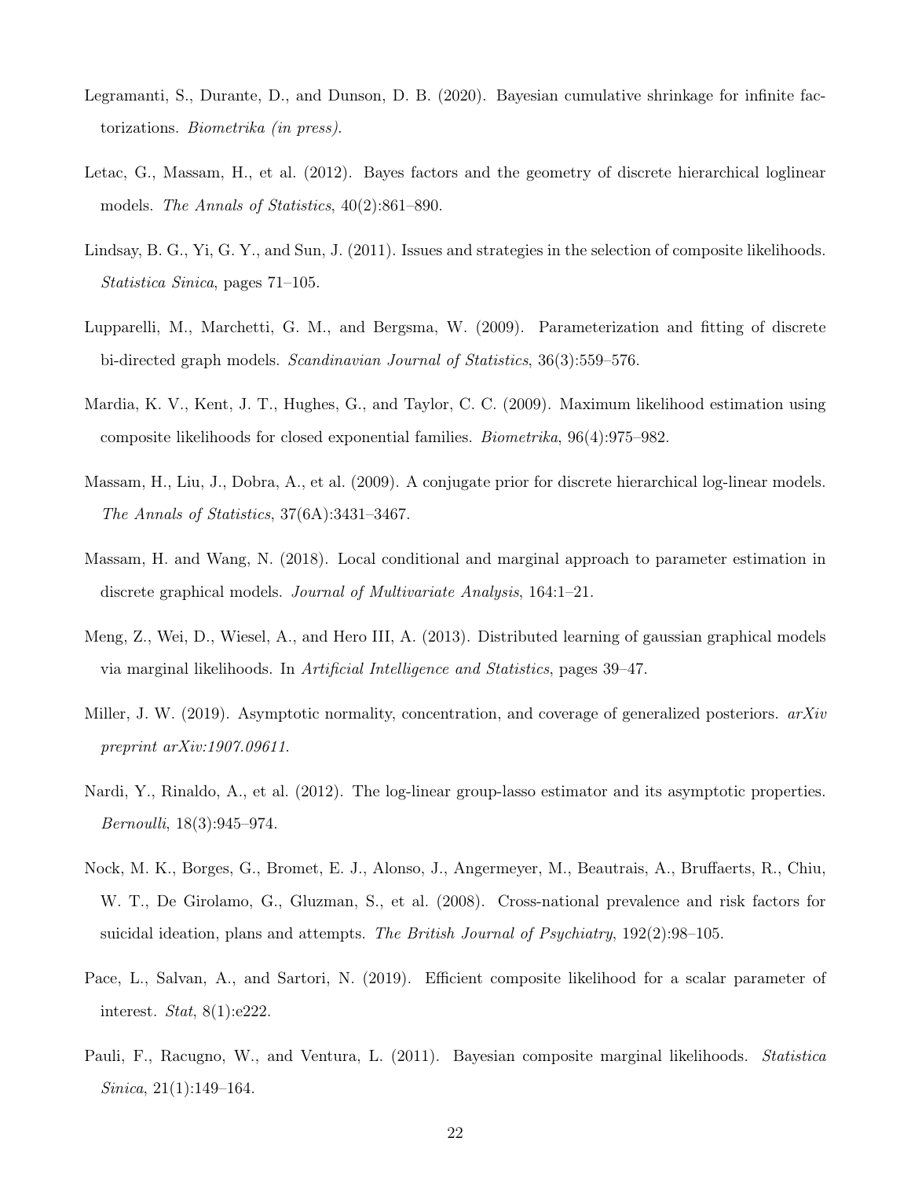Legramanti, S., Durante, D., and Dunson, D. B. (2020). Bayesian cumulative shrinkage for infinite factorizations. *Biometrika (in press)*.

Letac, G., Massam, H., et al. (2012). Bayes factors and the geometry of discrete hierarchical loglinear models. *The Annals of Statistics*, 40(2):861–890.

Lindsay, B. G., Yi, G. Y., and Sun, J. (2011). Issues and strategies in the selection of composite likelihoods. *Statistica Sinica*, pages 71–105.

Lupparelli, M., Marchetti, G. M., and Bergsma, W. (2009). Parameterization and fitting of discrete bi-directed graph models. *Scandinavian Journal of Statistics*, 36(3):559–576.

Mardia, K. V., Kent, J. T., Hughes, G., and Taylor, C. C. (2009). Maximum likelihood estimation using composite likelihoods for closed exponential families. *Biometrika*, 96(4):975–982.

Massam, H., Liu, J., Dobra, A., et al. (2009). A conjugate prior for discrete hierarchical log-linear models. *The Annals of Statistics*, 37(6A):3431–3467.

Massam, H. and Wang, N. (2018). Local conditional and marginal approach to parameter estimation in discrete graphical models. *Journal of Multivariate Analysis*, 164:1–21.

Meng, Z., Wei, D., Wiesel, A., and Hero III, A. (2013). Distributed learning of gaussian graphical models via marginal likelihoods. In *Artificial Intelligence and Statistics*, pages 39–47.

Miller, J. W. (2019). Asymptotic normality, concentration, and coverage of generalized posteriors. *arXiv preprint arXiv:1907.09611*.

Nardi, Y., Rinaldo, A., et al. (2012). The log-linear group-lasso estimator and its asymptotic properties. *Bernoulli*, 18(3):945–974.

Nock, M. K., Borges, G., Bromet, E. J., Alonso, J., Angermeyer, M., Beautrais, A., Bruffaerts, R., Chiu, W. T., De Girolamo, G., Gluzman, S., et al. (2008). Cross-national prevalence and risk factors for suicidal ideation, plans and attempts. *The British Journal of Psychiatry*, 192(2):98–105.

Pace, L., Salvan, A., and Sartori, N. (2019). Efficient composite likelihood for a scalar parameter of interest. *Stat*, 8(1):e222.

Pauli, F., Racugno, W., and Ventura, L. (2011). Bayesian composite marginal likelihoods. *Statistica Sinica*, 21(1):149–164.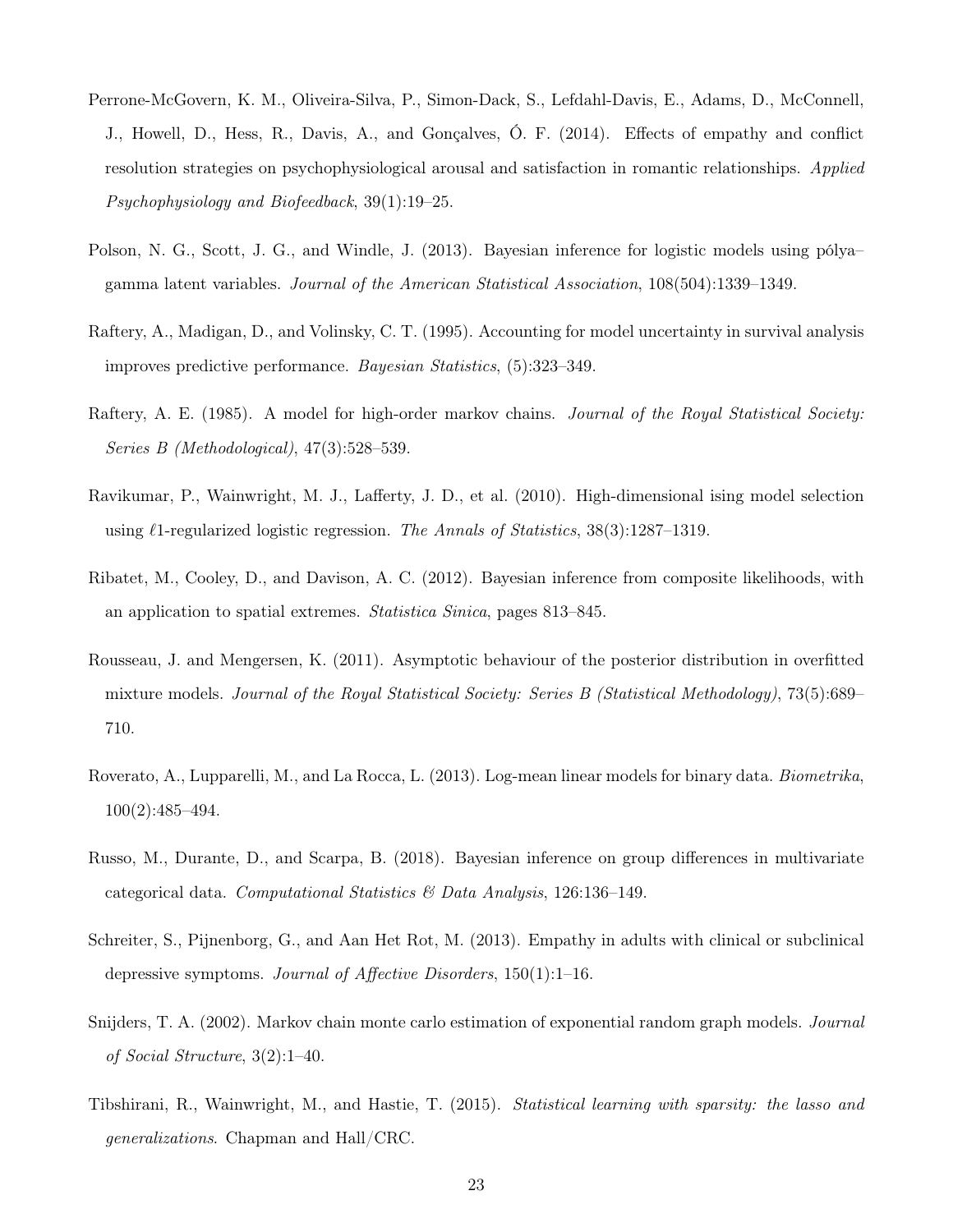Perrone-McGovern, K. M., Oliveira-Silva, P., Simon-Dack, S., Lefdahl-Davis, E., Adams, D., McConnell, J., Howell, D., Hess, R., Davis, A., and Gonçalves, Ó. F. (2014). Effects of empathy and conflict resolution strategies on psychophysiological arousal and satisfaction in romantic relationships. *Applied Psychophysiology and Biofeedback*, 39(1):19–25.

Polson, N. G., Scott, J. G., and Windle, J. (2013). Bayesian inference for logistic models using pólya–gamma latent variables. *Journal of the American Statistical Association*, 108(504):1339–1349.

Raftery, A., Madigan, D., and Volinsky, C. T. (1995). Accounting for model uncertainty in survival analysis improves predictive performance. *Bayesian Statistics*, (5):323–349.

Raftery, A. E. (1985). A model for high-order markov chains. *Journal of the Royal Statistical Society: Series B (Methodological)*, 47(3):528–539.

Ravikumar, P., Wainwright, M. J., Lafferty, J. D., et al. (2010). High-dimensional ising model selection using $\ell$1-regularized logistic regression. *The Annals of Statistics*, 38(3):1287–1319.

Ribatet, M., Cooley, D., and Davison, A. C. (2012). Bayesian inference from composite likelihoods, with an application to spatial extremes. *Statistica Sinica*, pages 813–845.

Rousseau, J. and Mengersen, K. (2011). Asymptotic behaviour of the posterior distribution in overfitted mixture models. *Journal of the Royal Statistical Society: Series B (Statistical Methodology)*, 73(5):689–710.

Roverato, A., Lupparelli, M., and La Rocca, L. (2013). Log-mean linear models for binary data. *Biometrika*, 100(2):485–494.

Russo, M., Durante, D., and Scarpa, B. (2018). Bayesian inference on group differences in multivariate categorical data. *Computational Statistics & Data Analysis*, 126:136–149.

Schreiter, S., Pijnenborg, G., and Aan Het Rot, M. (2013). Empathy in adults with clinical or subclinical depressive symptoms. *Journal of Affective Disorders*, 150(1):1–16.

Snijders, T. A. (2002). Markov chain monte carlo estimation of exponential random graph models. *Journal of Social Structure*, 3(2):1–40.

Tibshirani, R., Wainwright, M., and Hastie, T. (2015). *Statistical learning with sparsity: the lasso and generalizations*. Chapman and Hall/CRC.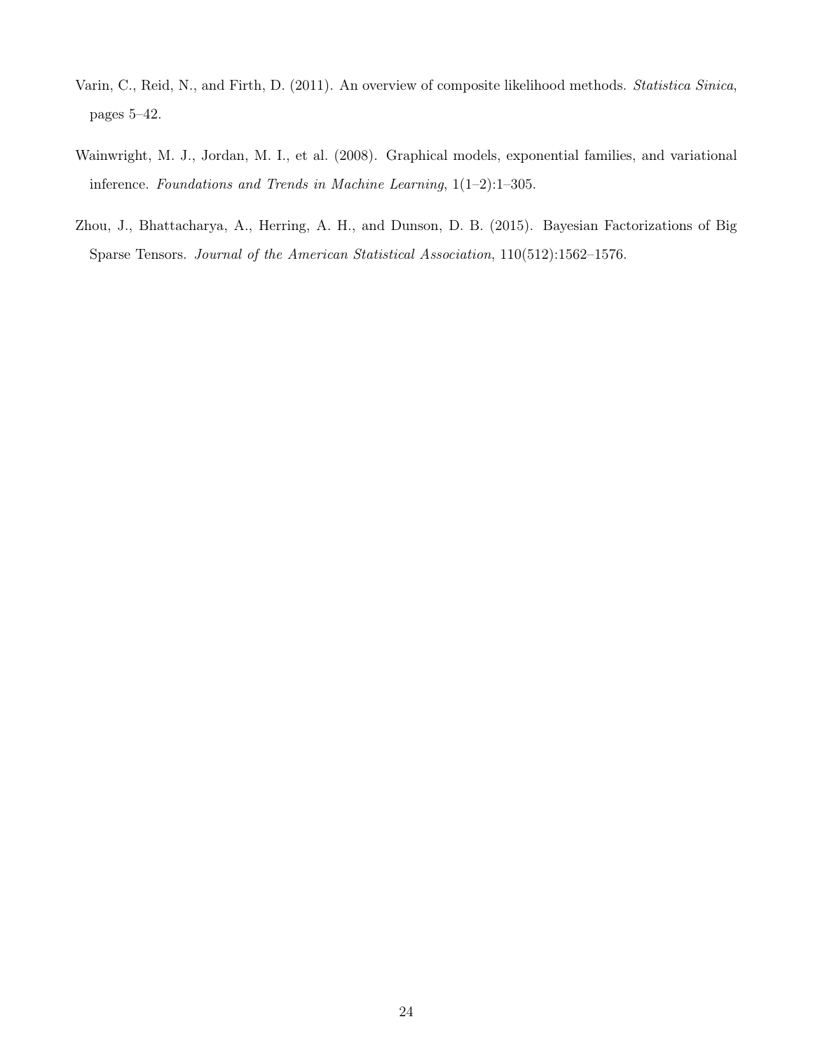Varin, C., Reid, N., and Firth, D. (2011). An overview of composite likelihood methods. *Statistica Sinica*, pages 5–42.

Wainwright, M. J., Jordan, M. I., et al. (2008). Graphical models, exponential families, and variational inference. *Foundations and Trends in Machine Learning*, 1(1–2):1–305.

Zhou, J., Bhattacharya, A., Herring, A. H., and Dunson, D. B. (2015). Bayesian Factorizations of Big Sparse Tensors. *Journal of the American Statistical Association*, 110(512):1562–1576.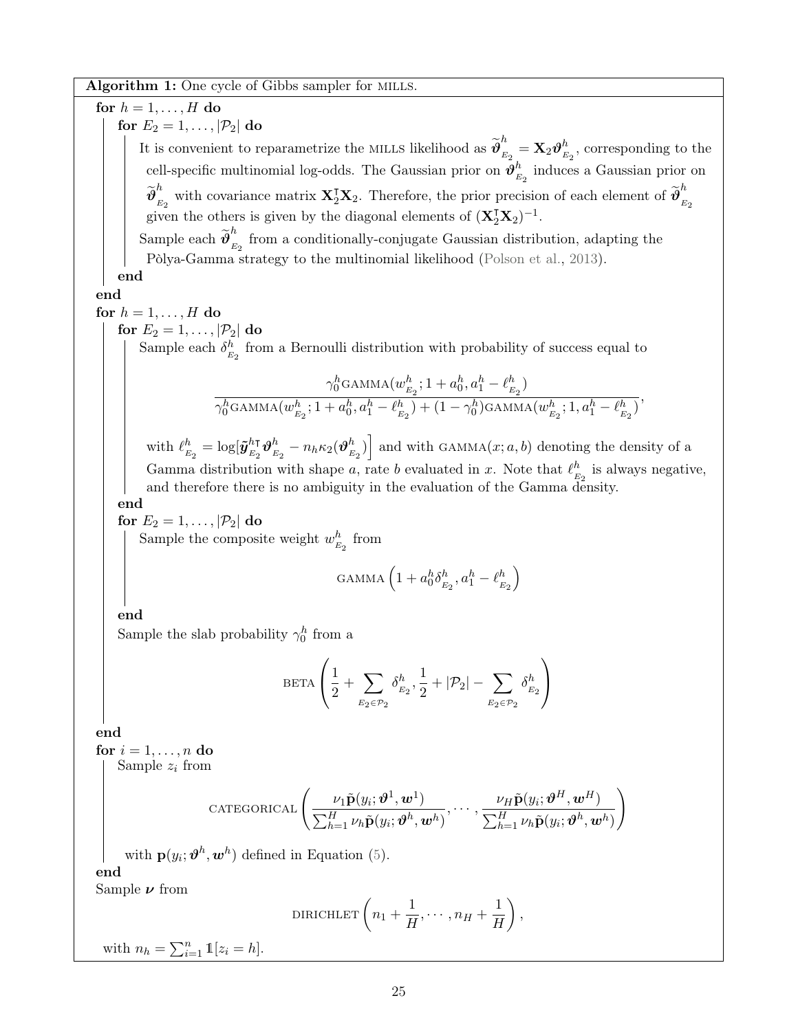**Algorithm 1:** One cycle of Gibbs sampler for MILLS.

**for** $h = 1, \ldots, H$ **do**

  **for** $E_2 = 1, \ldots, |\mathcal{P}_2|$ **do**

    It is convenient to reparametrize the MILLS likelihood as $\widetilde{\boldsymbol{\vartheta}}^h_{E_2} = \mathbf{X}_2 \boldsymbol{\vartheta}^h_{E_2}$, corresponding to the cell-specific multinomial log-odds. The Gaussian prior on $\boldsymbol{\vartheta}^h_{E_2}$ induces a Gaussian prior on $\widetilde{\boldsymbol{\vartheta}}^h_{E_2}$ with covariance matrix $\mathbf{X}_2^\intercal \mathbf{X}_2$. Therefore, the prior precision of each element of $\widetilde{\boldsymbol{\vartheta}}^h_{E_2}$ given the others is given by the diagonal elements of $(\mathbf{X}_2^\intercal \mathbf{X}_2)^{-1}$.

    Sample each $\widetilde{\boldsymbol{\vartheta}}^h_{E_2}$ from a conditionally-conjugate Gaussian distribution, adapting the Pòlya-Gamma strategy to the multinomial likelihood (Polson et al., 2013).

  **end**

**end**

**for** $h = 1, \ldots, H$ **do**

  **for** $E_2 = 1, \ldots, |\mathcal{P}_2|$ **do**

    Sample each $\delta^h_{E_2}$ from a Bernoulli distribution with probability of success equal to

$$\frac{\gamma_0^h \text{GAMMA}(w^h_{E_2}; 1 + a_0^h, a_1^h - \ell^h_{E_2})}{\gamma_0^h \text{GAMMA}(w^h_{E_2}; 1 + a_0^h, a_1^h - \ell^h_{E_2}) + (1 - \gamma_0^h)\text{GAMMA}(w^h_{E_2}; 1, a_1^h - \ell^h_{E_2})},$$

    with $\ell^h_{E_2} = \log[\tilde{\boldsymbol{y}}^{h\intercal}_{E_2} \boldsymbol{\vartheta}^h_{E_2} - n_h \kappa_2(\boldsymbol{\vartheta}^h_{E_2})]$ and with $\text{GAMMA}(x; a, b)$ denoting the density of a Gamma distribution with shape $a$, rate $b$ evaluated in $x$. Note that $\ell^h_{E_2}$ is always negative, and therefore there is no ambiguity in the evaluation of the Gamma density.

  **end**

  **for** $E_2 = 1, \ldots, |\mathcal{P}_2|$ **do**

    Sample the composite weight $w^h_{E_2}$ from

$$\text{GAMMA}\left(1 + a_0^h \delta^h_{E_2}, a_1^h - \ell^h_{E_2}\right)$$

  **end**

  Sample the slab probability $\gamma_0^h$ from a

$$\text{BETA}\left(\frac{1}{2} + \sum_{E_2 \in \mathcal{P}_2} \delta^h_{E_2}, \frac{1}{2} + |\mathcal{P}_2| - \sum_{E_2 \in \mathcal{P}_2} \delta^h_{E_2}\right)$$

**end**

**for** $i = 1, \ldots, n$ **do**

  Sample $z_i$ from

$$\text{CATEGORICAL}\left(\frac{\nu_1 \tilde{\mathbf{p}}(y_i; \boldsymbol{\vartheta}^1, \boldsymbol{w}^1)}{\sum_{h=1}^H \nu_h \tilde{\mathbf{p}}(y_i; \boldsymbol{\vartheta}^h, \boldsymbol{w}^h)}, \cdots, \frac{\nu_H \tilde{\mathbf{p}}(y_i; \boldsymbol{\vartheta}^H, \boldsymbol{w}^H)}{\sum_{h=1}^H \nu_h \tilde{\mathbf{p}}(y_i; \boldsymbol{\vartheta}^h, \boldsymbol{w}^h)}\right)$$

  with $\mathbf{p}(y_i; \boldsymbol{\vartheta}^h, \boldsymbol{w}^h)$ defined in Equation (5).

**end**

Sample $\boldsymbol{\nu}$ from

$$\text{DIRICHLET}\left(n_1 + \frac{1}{H}, \cdots, n_H + \frac{1}{H}\right),$$

with $n_h = \sum_{i=1}^n \mathbb{1}[z_i = h]$.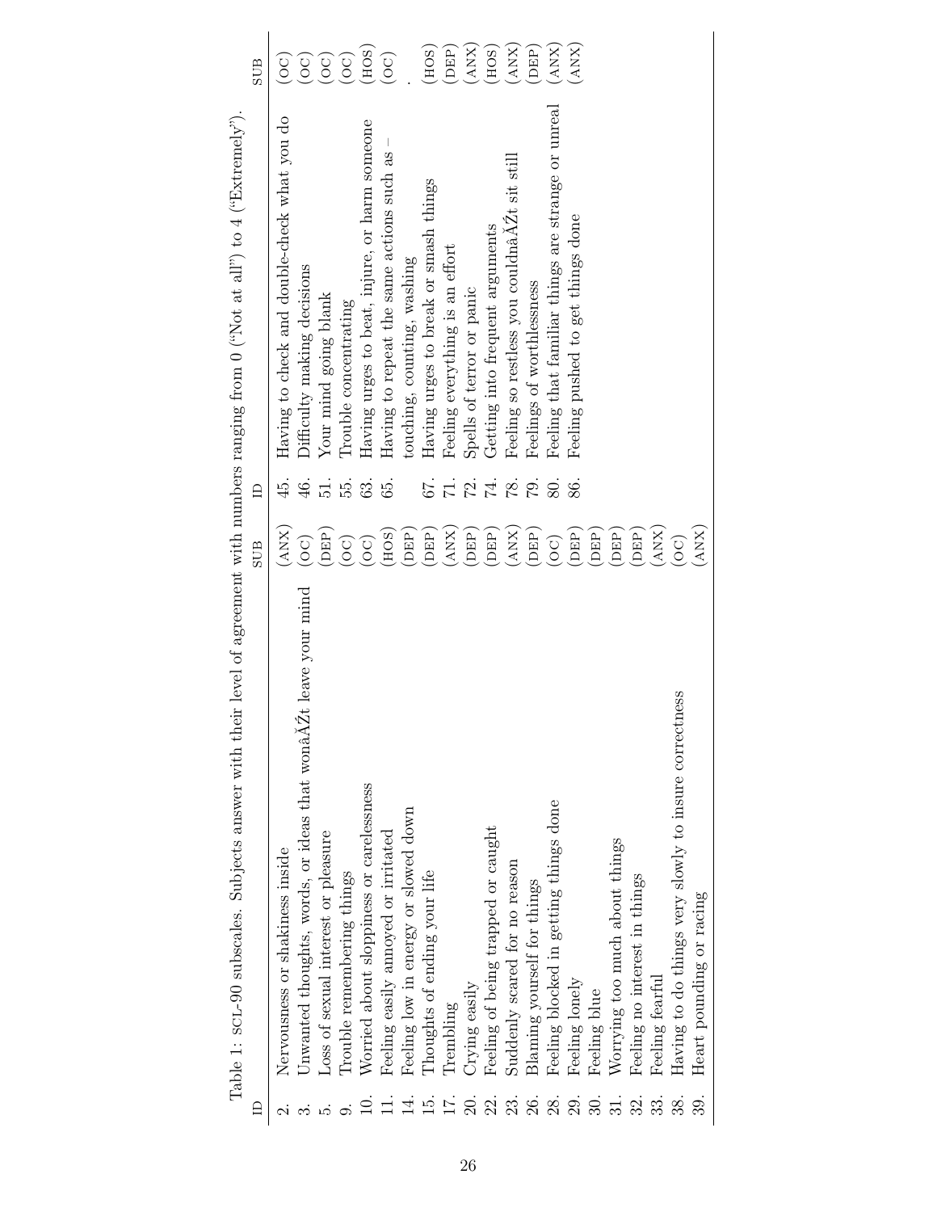Table 1: SCL-90 subscales. Subjects answer with their level of agreement with numbers ranging from 0 ("Not at all") to 4 ("Extremely").

| ID | | SUB | ID | | SUB |
|---|---|---|---|---|---|
| 2. | Nervousness or shakiness inside | (ANX) | 45. | Having to check and double-check what you do | (OC) |
| 3. | Unwanted thoughts, words, or ideas that wonâĂŹt leave your mind | (OC) | 46. | Difficulty making decisions | (OC) |
| 5. | Loss of sexual interest or pleasure | (DEP) | 51. | Your mind going blank | (OC) |
| 9. | Trouble remembering things | (OC) | 55. | Trouble concentrating | (OC) |
| 10. | Worried about sloppiness or carelessness | (OC) | 63. | Having urges to beat, injure, or harm someone | (HOS) |
| 11. | Feeling easily annoyed or irritated | (HOS) | 65. | Having to repeat the same actions such as – touching, counting, washing | (OC) |
| 14. | Feeling low in energy or slowed down | (DEP) | | | . |
| 15. | Thoughts of ending your life | (DEP) | 67. | Having urges to break or smash things | (HOS) |
| 17. | Trembling | (ANX) | 71. | Feeling everything is an effort | (DEP) |
| 20. | Crying easily | (DEP) | 72. | Spells of terror or panic | (ANX) |
| 22. | Feeling of being trapped or caught | (DEP) | 74. | Getting into frequent arguments | (HOS) |
| 23. | Suddenly scared for no reason | (ANX) | 78. | Feeling so restless you couldnâĂŹt sit still | (ANX) |
| 26. | Blaming yourself for things | (DEP) | 79. | Feelings of worthlessness | (DEP) |
| 28. | Feeling blocked in getting things done | (OC) | 80. | Feeling that familiar things are strange or unreal | (ANX) |
| 29. | Feeling lonely | (DEP) | 86. | Feeling pushed to get things done | (ANX) |
| 30. | Feeling blue | (DEP) | | | |
| 31. | Worrying too much about things | (DEP) | | | |
| 32. | Feeling no interest in things | (DEP) | | | |
| 33. | Feeling fearful | (ANX) | | | |
| 38. | Having to do things very slowly to insure correctness | (OC) | | | |
| 39. | Heart pounding or racing | (ANX) | | | |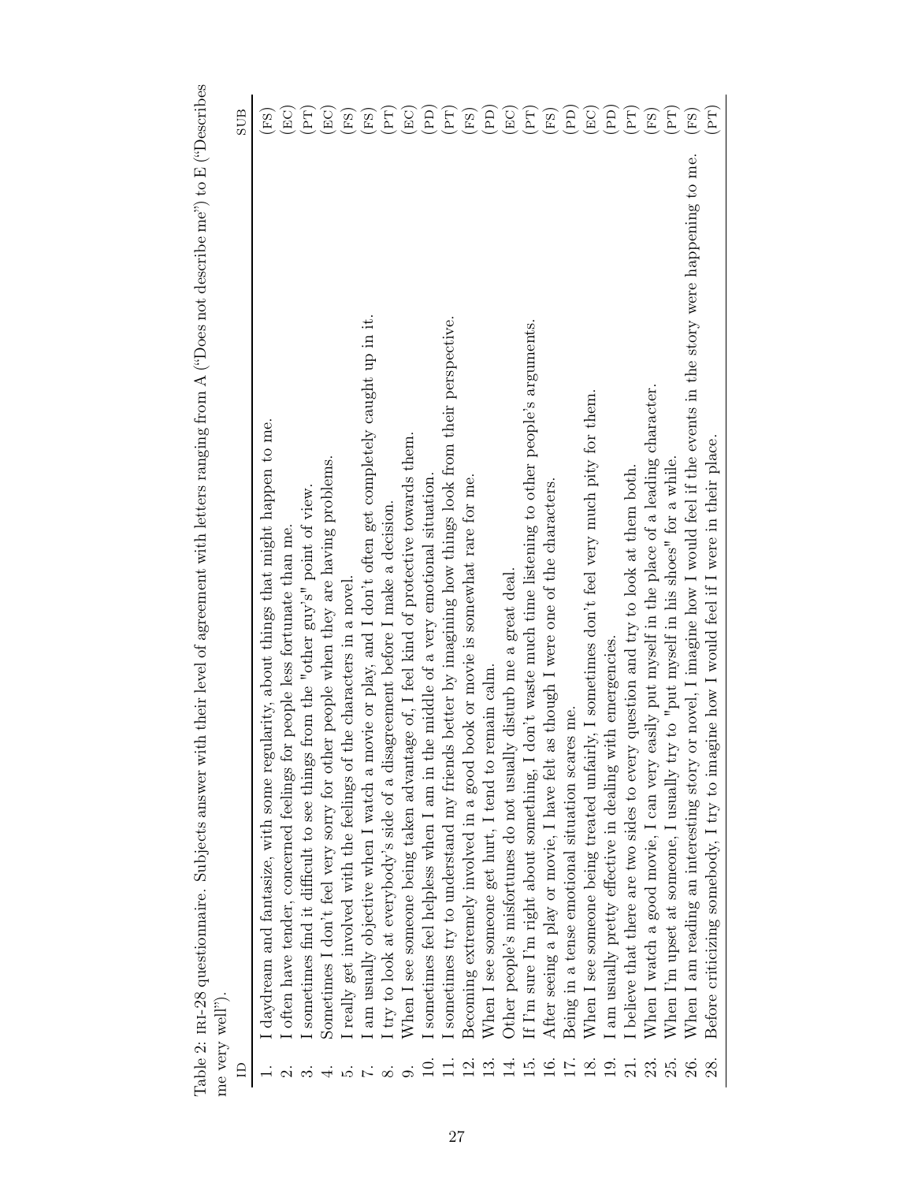Table 2: IRI-28 questionnaire. Subjects answer with their level of agreement with letters ranging from A ("Does not describe me") to E ("Describes me very well").

| ID | | SUB |
|---|---|---|
| 1. | I daydream and fantasize, with some regularity, about things that might happen to me. | (FS) |
| 2. | I often have tender, concerned feelings for people less fortunate than me. | (EC) |
| 3. | I sometimes find it difficult to see things from the "other guy's" point of view. | (PT) |
| 4. | Sometimes I don't feel very sorry for other people when they are having problems. | (EC) |
| 5. | I really get involved with the feelings of the characters in a novel. | (FS) |
| 7. | I am usually objective when I watch a movie or play, and I don't often get completely caught up in it. | (FS) |
| 8. | I try to look at everybody's side of a disagreement before I make a decision. | (PT) |
| 9. | When I see someone being taken advantage of, I feel kind of protective towards them. | (EC) |
| 10. | I sometimes feel helpless when I am in the middle of a very emotional situation. | (PD) |
| 11. | I sometimes try to understand my friends better by imagining how things look from their perspective. | (PT) |
| 12. | Becoming extremely involved in a good book or movie is somewhat rare for me. | (FS) |
| 13. | When I see someone get hurt, I tend to remain calm. | (PD) |
| 14. | Other people's misfortunes do not usually disturb me a great deal. | (EC) |
| 15. | If I'm sure I'm right about something, I don't waste much time listening to other people's arguments. | (PT) |
| 16. | After seeing a play or movie, I have felt as though I were one of the characters. | (FS) |
| 17. | Being in a tense emotional situation scares me. | (PD) |
| 18. | When I see someone being treated unfairly, I sometimes don't feel very much pity for them. | (EC) |
| 19. | I am usually pretty effective in dealing with emergencies. | (PD) |
| 21. | I believe that there are two sides to every question and try to look at them both. | (PT) |
| 23. | When I watch a good movie, I can very easily put myself in the place of a leading character. | (FS) |
| 25. | When I'm upset at someone, I usually try to "put myself in his shoes" for a while. | (PT) |
| 26. | When I am reading an interesting story or novel, I imagine how I would feel if the events in the story were happening to me. | (FS) |
| 28. | Before criticizing somebody, I try to imagine how I would feel if I were in their place. | (PT) |